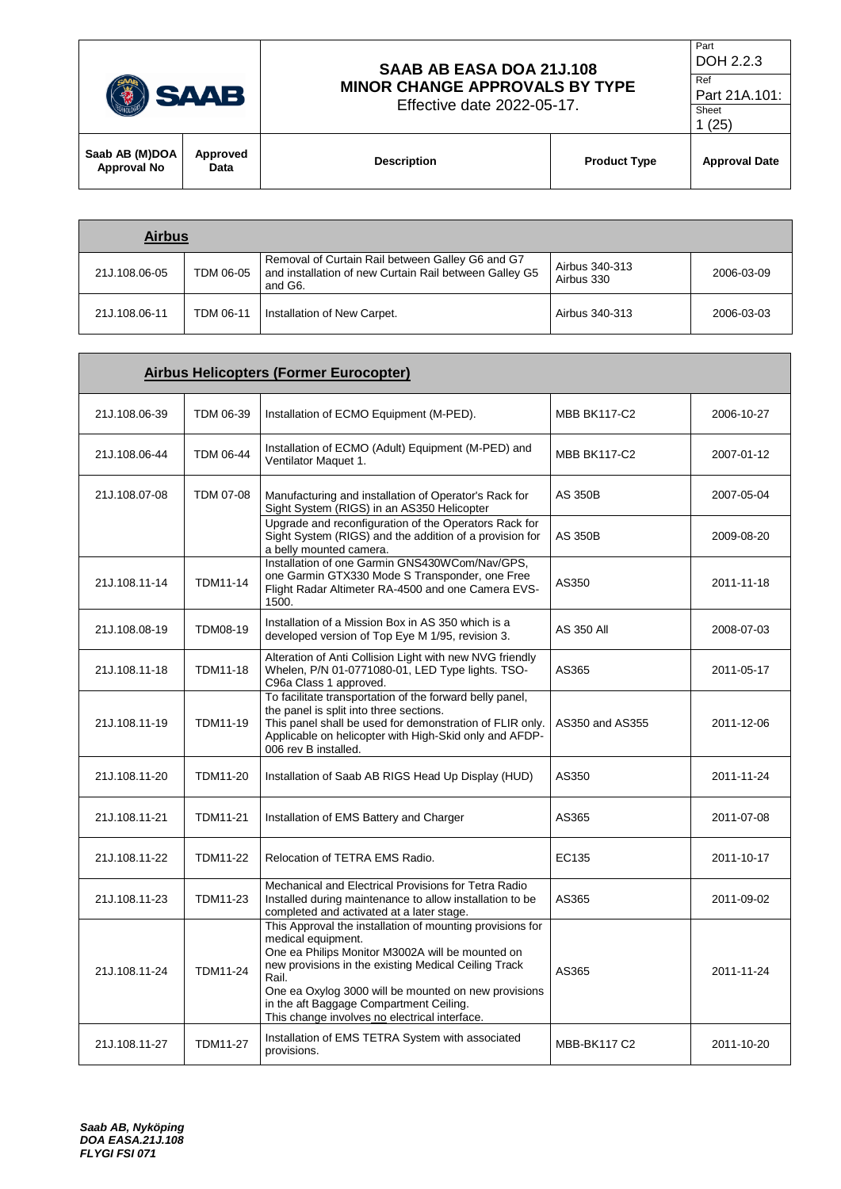# SAAB AB EASA DOA 21J.108
## MINOR CHANGE APPROVALS BY TYPE

Effective date 2022-05-17.

Part: DOH 2.2.3
Ref: Part 21A.101:

| Saab AB (M)DOA Approval No | Approved Data | Description | Product Type | Approval Date |
|---|---|---|---|---|
| **Airbus** | | | | |
| 21J.108.06-05 | TDM 06-05 | Removal of Curtain Rail between Galley G6 and G7 and installation of new Curtain Rail between Galley G5 and G6. | Airbus 340-313<br>Airbus 330 | 2006-03-09 |
| 21J.108.06-11 | TDM 06-11 | Installation of New Carpet. | Airbus 340-313 | 2006-03-03 |
| **Airbus Helicopters (Former Eurocopter)** | | | | |
| 21J.108.06-39 | TDM 06-39 | Installation of ECMO Equipment (M-PED). | MBB BK117-C2 | 2006-10-27 |
| 21J.108.06-44 | TDM 06-44 | Installation of ECMO (Adult) Equipment (M-PED) and Ventilator Maquet 1. | MBB BK117-C2 | 2007-01-12 |
| 21J.108.07-08 | TDM 07-08 | Manufacturing and installation of Operator's Rack for Sight System (RIGS) in an AS350 Helicopter | AS 350B | 2007-05-04 |
| | | Upgrade and reconfiguration of the Operators Rack for Sight System (RIGS) and the addition of a provision for a belly mounted camera. | AS 350B | 2009-08-20 |
| 21J.108.11-14 | TDM11-14 | Installation of one Garmin GNS430WCom/Nav/GPS, one Garmin GTX330 Mode S Transponder, one Free Flight Radar Altimeter RA-4500 and one Camera EVS-1500. | AS350 | 2011-11-18 |
| 21J.108.08-19 | TDM08-19 | Installation of a Mission Box in AS 350 which is a developed version of Top Eye M 1/95, revision 3. | AS 350 All | 2008-07-03 |
| 21J.108.11-18 | TDM11-18 | Alteration of Anti Collision Light with new NVG friendly Whelen, P/N 01-0771080-01, LED Type lights. TSO-C96a Class 1 approved. | AS365 | 2011-05-17 |
| 21J.108.11-19 | TDM11-19 | To facilitate transportation of the forward belly panel, the panel is split into three sections.<br>This panel shall be used for demonstration of FLIR only. Applicable on helicopter with High-Skid only and AFDP-006 rev B installed. | AS350 and AS355 | 2011-12-06 |
| 21J.108.11-20 | TDM11-20 | Installation of Saab AB RIGS Head Up Display (HUD) | AS350 | 2011-11-24 |
| 21J.108.11-21 | TDM11-21 | Installation of EMS Battery and Charger | AS365 | 2011-07-08 |
| 21J.108.11-22 | TDM11-22 | Relocation of TETRA EMS Radio. | EC135 | 2011-10-17 |
| 21J.108.11-23 | TDM11-23 | Mechanical and Electrical Provisions for Tetra Radio Installed during maintenance to allow installation to be completed and activated at a later stage. | AS365 | 2011-09-02 |
| 21J.108.11-24 | TDM11-24 | This Approval the installation of mounting provisions for medical equipment.<br>One ea Philips Monitor M3002A will be mounted on new provisions in the existing Medical Ceiling Track Rail.<br>One ea Oxylog 3000 will be mounted on new provisions in the aft Baggage Compartment Ceiling.<br>This change involves no electrical interface. | AS365 | 2011-11-24 |
| 21J.108.11-27 | TDM11-27 | Installation of EMS TETRA System with associated provisions. | MBB-BK117 C2 | 2011-10-20 |

*Saab AB, Nyköping*
*DOA EASA.21J.108*
*FLYGI FSI 071*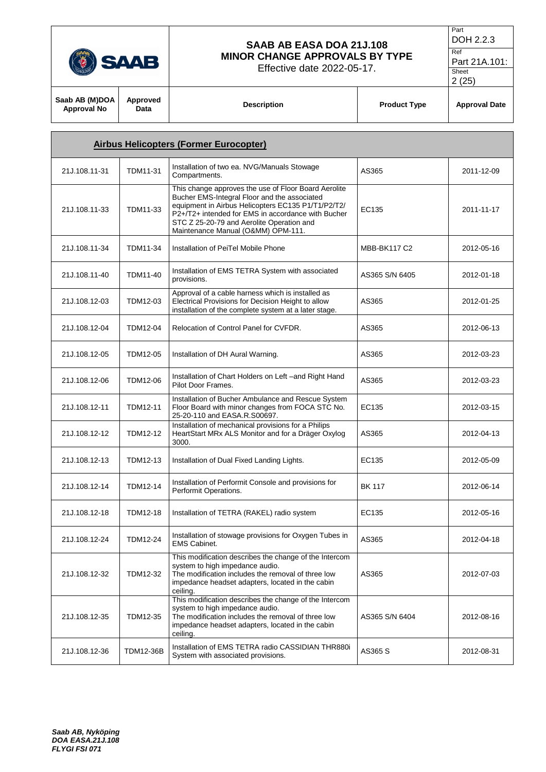| Saab AB (M)DOA Approval No | Approved Data | Description | Product Type | Approval Date |
|---|---|---|---|---|
| **Airbus Helicopters (Former Eurocopter)** | | | | |
| 21J.108.11-31 | TDM11-31 | Installation of two ea. NVG/Manuals Stowage Compartments. | AS365 | 2011-12-09 |
| 21J.108.11-33 | TDM11-33 | This change approves the use of Floor Board Aerolite Bucher EMS-Integral Floor and the associated equipment in Airbus Helicopters EC135 P1/T1/P2/T2/ P2+/T2+ intended for EMS in accordance with Bucher STC Z 25-20-79 and Aerolite Operation and Maintenance Manual (O&MM) OPM-111. | EC135 | 2011-11-17 |
| 21J.108.11-34 | TDM11-34 | Installation of PeiTel Mobile Phone | MBB-BK117 C2 | 2012-05-16 |
| 21J.108.11-40 | TDM11-40 | Installation of EMS TETRA System with associated provisions. | AS365 S/N 6405 | 2012-01-18 |
| 21J.108.12-03 | TDM12-03 | Approval of a cable harness which is installed as Electrical Provisions for Decision Height to allow installation of the complete system at a later stage. | AS365 | 2012-01-25 |
| 21J.108.12-04 | TDM12-04 | Relocation of Control Panel for CVFDR. | AS365 | 2012-06-13 |
| 21J.108.12-05 | TDM12-05 | Installation of DH Aural Warning. | AS365 | 2012-03-23 |
| 21J.108.12-06 | TDM12-06 | Installation of Chart Holders on Left –and Right Hand Pilot Door Frames. | AS365 | 2012-03-23 |
| 21J.108.12-11 | TDM12-11 | Installation of Bucher Ambulance and Rescue System Floor Board with minor changes from FOCA STC No. 25-20-110 and EASA.R.S00697. | EC135 | 2012-03-15 |
| 21J.108.12-12 | TDM12-12 | Installation of mechanical provisions for a Philips HeartStart MRx ALS Monitor and for a Dräger Oxylog 3000. | AS365 | 2012-04-13 |
| 21J.108.12-13 | TDM12-13 | Installation of Dual Fixed Landing Lights. | EC135 | 2012-05-09 |
| 21J.108.12-14 | TDM12-14 | Installation of Performit Console and provisions for Performit Operations. | BK 117 | 2012-06-14 |
| 21J.108.12-18 | TDM12-18 | Installation of TETRA (RAKEL) radio system | EC135 | 2012-05-16 |
| 21J.108.12-24 | TDM12-24 | Installation of stowage provisions for Oxygen Tubes in EMS Cabinet. | AS365 | 2012-04-18 |
| 21J.108.12-32 | TDM12-32 | This modification describes the change of the Intercom system to high impedance audio. The modification includes the removal of three low impedance headset adapters, located in the cabin ceiling. | AS365 | 2012-07-03 |
| 21J.108.12-35 | TDM12-35 | This modification describes the change of the Intercom system to high impedance audio. The modification includes the removal of three low impedance headset adapters, located in the cabin ceiling. | AS365 S/N 6404 | 2012-08-16 |
| 21J.108.12-36 | TDM12-36B | Installation of EMS TETRA radio CASSIDIAN THR880i System with associated provisions. | AS365 S | 2012-08-31 |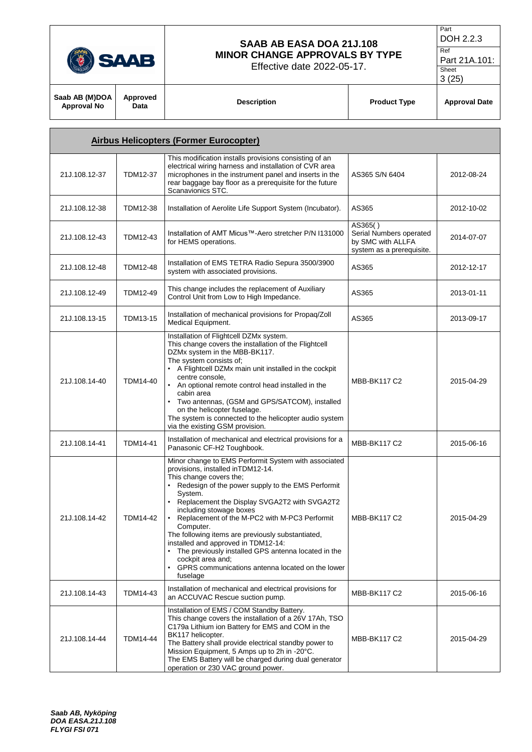| Saab AB (M)DOA Approval No | Approved Data | Description | Product Type | Approval Date |
|---|---|---|---|---|
| **Airbus Helicopters (Former Eurocopter)** | | | | |
| 21J.108.12-37 | TDM12-37 | This modification installs provisions consisting of an electrical wiring harness and installation of CVR area microphones in the instrument panel and inserts in the rear baggage bay floor as a prerequisite for the future Scanavionics STC. | AS365 S/N 6404 | 2012-08-24 |
| 21J.108.12-38 | TDM12-38 | Installation of Aerolite Life Support System (Incubator). | AS365 | 2012-10-02 |
| 21J.108.12-43 | TDM12-43 | Installation of AMT Micus™-Aero stretcher P/N I131000 for HEMS operations. | AS365( ) Serial Numbers operated by SMC with ALLFA system as a prerequisite. | 2014-07-07 |
| 21J.108.12-48 | TDM12-48 | Installation of EMS TETRA Radio Sepura 3500/3900 system with associated provisions. | AS365 | 2012-12-17 |
| 21J.108.12-49 | TDM12-49 | This change includes the replacement of Auxiliary Control Unit from Low to High Impedance. | AS365 | 2013-01-11 |
| 21J.108.13-15 | TDM13-15 | Installation of mechanical provisions for Propaq/Zoll Medical Equipment. | AS365 | 2013-09-17 |
| 21J.108.14-40 | TDM14-40 | Installation of Flightcell DZMx system. This change covers the installation of the Flightcell DZMx system in the MBB-BK117. The system consists of; • A Flightcell DZMx main unit installed in the cockpit centre console, • An optional remote control head installed in the cabin area • Two antennas, (GSM and GPS/SATCOM), installed on the helicopter fuselage. The system is connected to the helicopter audio system via the existing GSM provision. | MBB-BK117 C2 | 2015-04-29 |
| 21J.108.14-41 | TDM14-41 | Installation of mechanical and electrical provisions for a Panasonic CF-H2 Toughbook. | MBB-BK117 C2 | 2015-06-16 |
| 21J.108.14-42 | TDM14-42 | Minor change to EMS Performit System with associated provisions, installed inTDM12-14. This change covers the; • Redesign of the power supply to the EMS Performit System. • Replacement the Display SVGA2T2 with SVGA2T2 including stowage boxes • Replacement of the M-PC2 with M-PC3 Performit Computer. The following items are previously substantiated, installed and approved in TDM12-14: • The previously installed GPS antenna located in the cockpit area and; • GPRS communications antenna located on the lower fuselage | MBB-BK117 C2 | 2015-04-29 |
| 21J.108.14-43 | TDM14-43 | Installation of mechanical and electrical provisions for an ACCUVAC Rescue suction pump. | MBB-BK117 C2 | 2015-06-16 |
| 21J.108.14-44 | TDM14-44 | Installation of EMS / COM Standby Battery. This change covers the installation of a 26V 17Ah, TSO C179a Lithium ion Battery for EMS and COM in the BK117 helicopter. The Battery shall provide electrical standby power to Mission Equipment, 5 Amps up to 2h in -20°C. The EMS Battery will be charged during dual generator operation or 230 VAC ground power. | MBB-BK117 C2 | 2015-04-29 |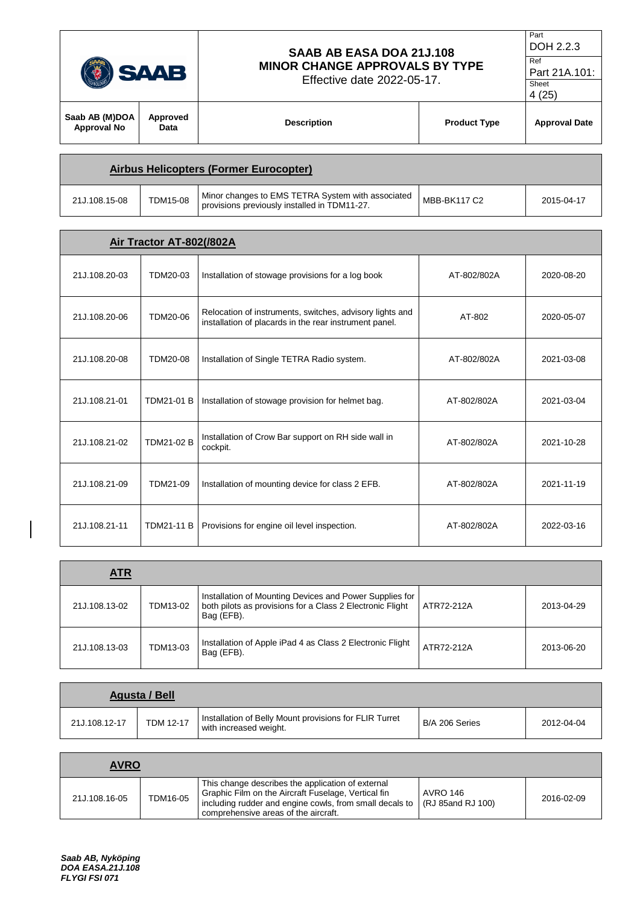| Saab AB (M)DOA Approval No | Approved Data | Description | Product Type | Approval Date |
|---|---|---|---|---|
| **Airbus Helicopters (Former Eurocopter)** | | | | |
| 21J.108.15-08 | TDM15-08 | Minor changes to EMS TETRA System with associated provisions previously installed in TDM11-27. | MBB-BK117 C2 | 2015-04-17 |
| **Air Tractor AT-802(/802A** | | | | |
| 21J.108.20-03 | TDM20-03 | Installation of stowage provisions for a log book | AT-802/802A | 2020-08-20 |
| 21J.108.20-06 | TDM20-06 | Relocation of instruments, switches, advisory lights and installation of placards in the rear instrument panel. | AT-802 | 2020-05-07 |
| 21J.108.20-08 | TDM20-08 | Installation of Single TETRA Radio system. | AT-802/802A | 2021-03-08 |
| 21J.108.21-01 | TDM21-01 B | Installation of stowage provision for helmet bag. | AT-802/802A | 2021-03-04 |
| 21J.108.21-02 | TDM21-02 B | Installation of Crow Bar support on RH side wall in cockpit. | AT-802/802A | 2021-10-28 |
| 21J.108.21-09 | TDM21-09 | Installation of mounting device for class 2 EFB. | AT-802/802A | 2021-11-19 |
| 21J.108.21-11 | TDM21-11 B | Provisions for engine oil level inspection. | AT-802/802A | 2022-03-16 |
| **ATR** | | | | |
| 21J.108.13-02 | TDM13-02 | Installation of Mounting Devices and Power Supplies for both pilots as provisions for a Class 2 Electronic Flight Bag (EFB). | ATR72-212A | 2013-04-29 |
| 21J.108.13-03 | TDM13-03 | Installation of Apple iPad 4 as Class 2 Electronic Flight Bag (EFB). | ATR72-212A | 2013-06-20 |
| **Agusta / Bell** | | | | |
| 21J.108.12-17 | TDM 12-17 | Installation of Belly Mount provisions for FLIR Turret with increased weight. | B/A 206 Series | 2012-04-04 |
| **AVRO** | | | | |
| 21J.108.16-05 | TDM16-05 | This change describes the application of external Graphic Film on the Aircraft Fuselage, Vertical fin including rudder and engine cowls, from small decals to comprehensive areas of the aircraft. | AVRO 146 (RJ 85and RJ 100) | 2016-02-09 |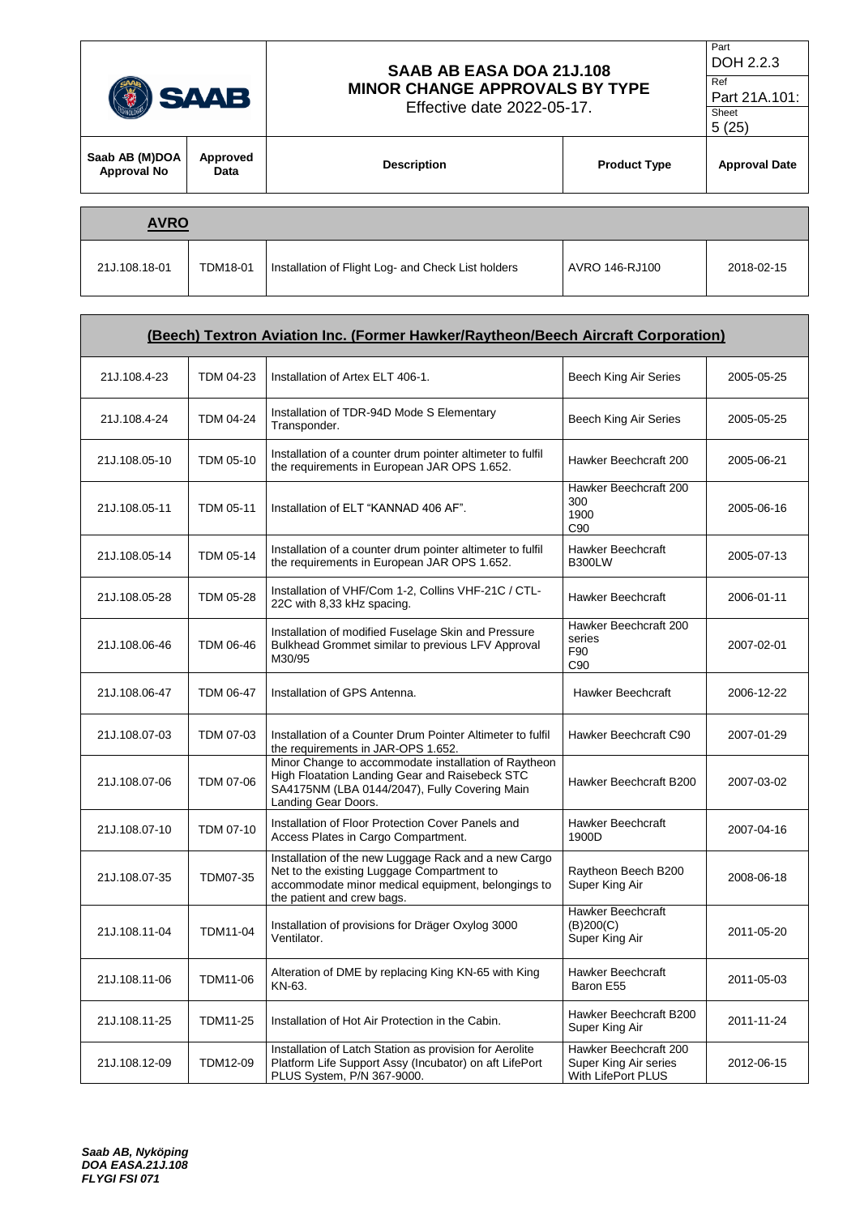| Saab AB (M)DOA Approval No | Approved Data | Description | Product Type | Approval Date |
|---|---|---|---|---|
| **AVRO** | | | | |
| 21J.108.18-01 | TDM18-01 | Installation of Flight Log- and Check List holders | AVRO 146-RJ100 | 2018-02-15 |
| **(Beech) Textron Aviation Inc. (Former Hawker/Raytheon/Beech Aircraft Corporation)** | | | | |
| 21J.108.4-23 | TDM 04-23 | Installation of Artex ELT 406-1. | Beech King Air Series | 2005-05-25 |
| 21J.108.4-24 | TDM 04-24 | Installation of TDR-94D Mode S Elementary Transponder. | Beech King Air Series | 2005-05-25 |
| 21J.108.05-10 | TDM 05-10 | Installation of a counter drum pointer altimeter to fulfil the requirements in European JAR OPS 1.652. | Hawker Beechcraft 200 | 2005-06-21 |
| 21J.108.05-11 | TDM 05-11 | Installation of ELT "KANNAD 406 AF". | Hawker Beechcraft 200<br>300<br>1900<br>C90 | 2005-06-16 |
| 21J.108.05-14 | TDM 05-14 | Installation of a counter drum pointer altimeter to fulfil the requirements in European JAR OPS 1.652. | Hawker Beechcraft B300LW | 2005-07-13 |
| 21J.108.05-28 | TDM 05-28 | Installation of VHF/Com 1-2, Collins VHF-21C / CTL-22C with 8,33 kHz spacing. | Hawker Beechcraft | 2006-01-11 |
| 21J.108.06-46 | TDM 06-46 | Installation of modified Fuselage Skin and Pressure Bulkhead Grommet similar to previous LFV Approval M30/95 | Hawker Beechcraft 200 series<br>F90<br>C90 | 2007-02-01 |
| 21J.108.06-47 | TDM 06-47 | Installation of GPS Antenna. | Hawker Beechcraft | 2006-12-22 |
| 21J.108.07-03 | TDM 07-03 | Installation of a Counter Drum Pointer Altimeter to fulfil the requirements in JAR-OPS 1.652. | Hawker Beechcraft C90 | 2007-01-29 |
| 21J.108.07-06 | TDM 07-06 | Minor Change to accommodate installation of Raytheon High Floatation Landing Gear and Raisebeck STC SA4175NM (LBA 0144/2047), Fully Covering Main Landing Gear Doors. | Hawker Beechcraft B200 | 2007-03-02 |
| 21J.108.07-10 | TDM 07-10 | Installation of Floor Protection Cover Panels and Access Plates in Cargo Compartment. | Hawker Beechcraft 1900D | 2007-04-16 |
| 21J.108.07-35 | TDM07-35 | Installation of the new Luggage Rack and a new Cargo Net to the existing Luggage Compartment to accommodate minor medical equipment, belongings to the patient and crew bags. | Raytheon Beech B200 Super King Air | 2008-06-18 |
| 21J.108.11-04 | TDM11-04 | Installation of provisions for Dräger Oxylog 3000 Ventilator. | Hawker Beechcraft (B)200(C) Super King Air | 2011-05-20 |
| 21J.108.11-06 | TDM11-06 | Alteration of DME by replacing King KN-65 with King KN-63. | Hawker Beechcraft Baron E55 | 2011-05-03 |
| 21J.108.11-25 | TDM11-25 | Installation of Hot Air Protection in the Cabin. | Hawker Beechcraft B200 Super King Air | 2011-11-24 |
| 21J.108.12-09 | TDM12-09 | Installation of Latch Station as provision for Aerolite Platform Life Support Assy (Incubator) on aft LifePort PLUS System, P/N 367-9000. | Hawker Beechcraft 200 Super King Air series With LifePort PLUS | 2012-06-15 |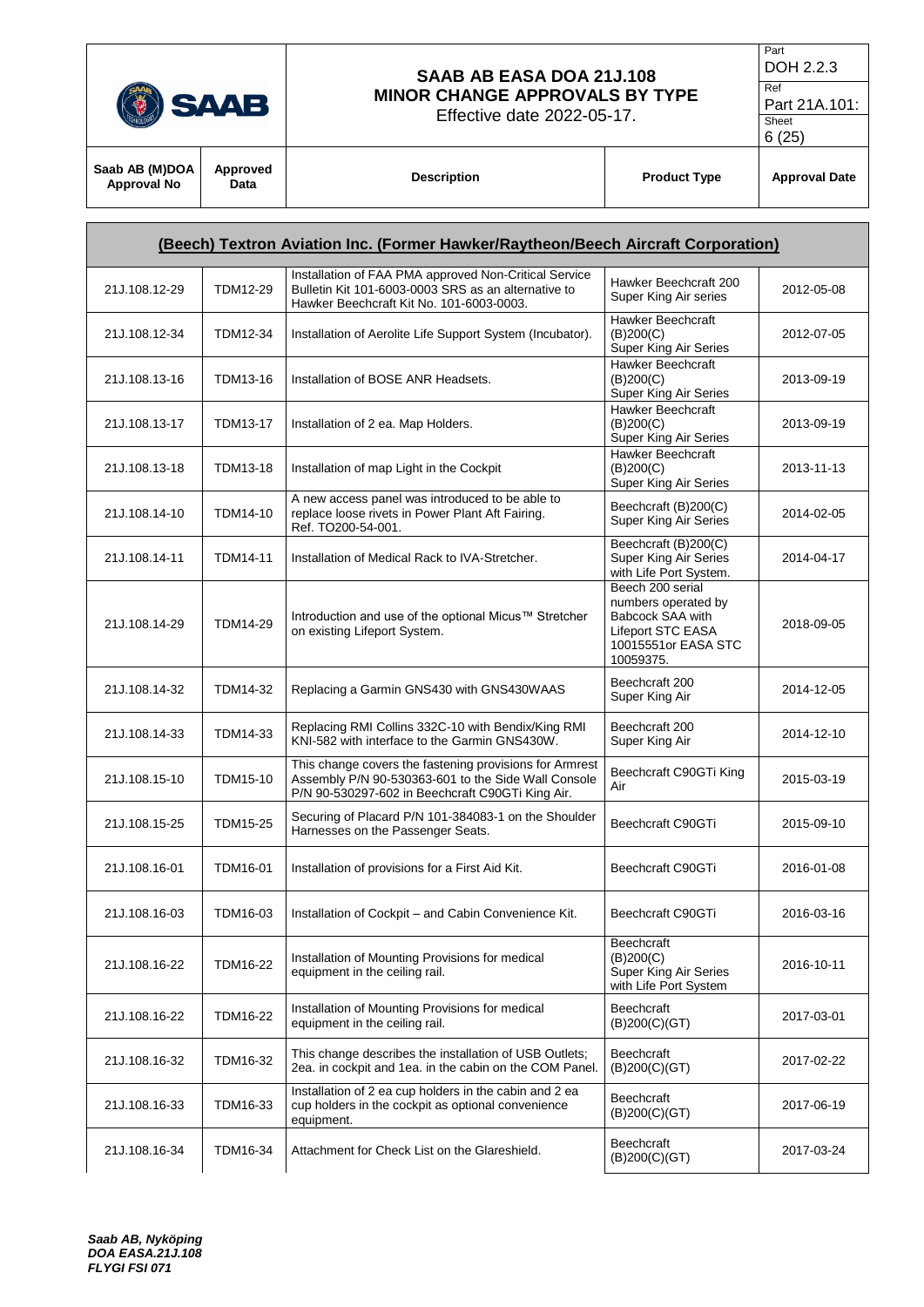| Saab AB (M)DOA Approval No | Approved Data | Description | Product Type | Approval Date |
|---|---|---|---|---|
| **(Beech) Textron Aviation Inc. (Former Hawker/Raytheon/Beech Aircraft Corporation)** | | | | |
| 21J.108.12-29 | TDM12-29 | Installation of FAA PMA approved Non-Critical Service Bulletin Kit 101-6003-0003 SRS as an alternative to Hawker Beechcraft Kit No. 101-6003-0003. | Hawker Beechcraft 200 Super King Air series | 2012-05-08 |
| 21J.108.12-34 | TDM12-34 | Installation of Aerolite Life Support System (Incubator). | Hawker Beechcraft (B)200(C) Super King Air Series | 2012-07-05 |
| 21J.108.13-16 | TDM13-16 | Installation of BOSE ANR Headsets. | Hawker Beechcraft (B)200(C) Super King Air Series | 2013-09-19 |
| 21J.108.13-17 | TDM13-17 | Installation of 2 ea. Map Holders. | Hawker Beechcraft (B)200(C) Super King Air Series | 2013-09-19 |
| 21J.108.13-18 | TDM13-18 | Installation of map Light in the Cockpit | Hawker Beechcraft (B)200(C) Super King Air Series | 2013-11-13 |
| 21J.108.14-10 | TDM14-10 | A new access panel was introduced to be able to replace loose rivets in Power Plant Aft Fairing. Ref. TO200-54-001. | Beechcraft (B)200(C) Super King Air Series | 2014-02-05 |
| 21J.108.14-11 | TDM14-11 | Installation of Medical Rack to IVA-Stretcher. | Beechcraft (B)200(C) Super King Air Series with Life Port System. | 2014-04-17 |
| 21J.108.14-29 | TDM14-29 | Introduction and use of the optional Micus™ Stretcher on existing Lifeport System. | Beech 200 serial numbers operated by Babcock SAA with Lifeport STC EASA 10015551or EASA STC 10059375. | 2018-09-05 |
| 21J.108.14-32 | TDM14-32 | Replacing a Garmin GNS430 with GNS430WAAS | Beechcraft 200 Super King Air | 2014-12-05 |
| 21J.108.14-33 | TDM14-33 | Replacing RMI Collins 332C-10 with Bendix/King RMI KNI-582 with interface to the Garmin GNS430W. | Beechcraft 200 Super King Air | 2014-12-10 |
| 21J.108.15-10 | TDM15-10 | This change covers the fastening provisions for Armrest Assembly P/N 90-530363-601 to the Side Wall Console P/N 90-530297-602 in Beechcraft C90GTi King Air. | Beechcraft C90GTi King Air | 2015-03-19 |
| 21J.108.15-25 | TDM15-25 | Securing of Placard P/N 101-384083-1 on the Shoulder Harnesses on the Passenger Seats. | Beechcraft C90GTi | 2015-09-10 |
| 21J.108.16-01 | TDM16-01 | Installation of provisions for a First Aid Kit. | Beechcraft C90GTi | 2016-01-08 |
| 21J.108.16-03 | TDM16-03 | Installation of Cockpit – and Cabin Convenience Kit. | Beechcraft C90GTi | 2016-03-16 |
| 21J.108.16-22 | TDM16-22 | Installation of Mounting Provisions for medical equipment in the ceiling rail. | Beechcraft (B)200(C) Super King Air Series with Life Port System | 2016-10-11 |
| 21J.108.16-22 | TDM16-22 | Installation of Mounting Provisions for medical equipment in the ceiling rail. | Beechcraft (B)200(C)(GT) | 2017-03-01 |
| 21J.108.16-32 | TDM16-32 | This change describes the installation of USB Outlets; 2ea. in cockpit and 1ea. in the cabin on the COM Panel. | Beechcraft (B)200(C)(GT) | 2017-02-22 |
| 21J.108.16-33 | TDM16-33 | Installation of 2 ea cup holders in the cabin and 2 ea cup holders in the cockpit as optional convenience equipment. | Beechcraft (B)200(C)(GT) | 2017-06-19 |
| 21J.108.16-34 | TDM16-34 | Attachment for Check List on the Glareshield. | Beechcraft (B)200(C)(GT) | 2017-03-24 |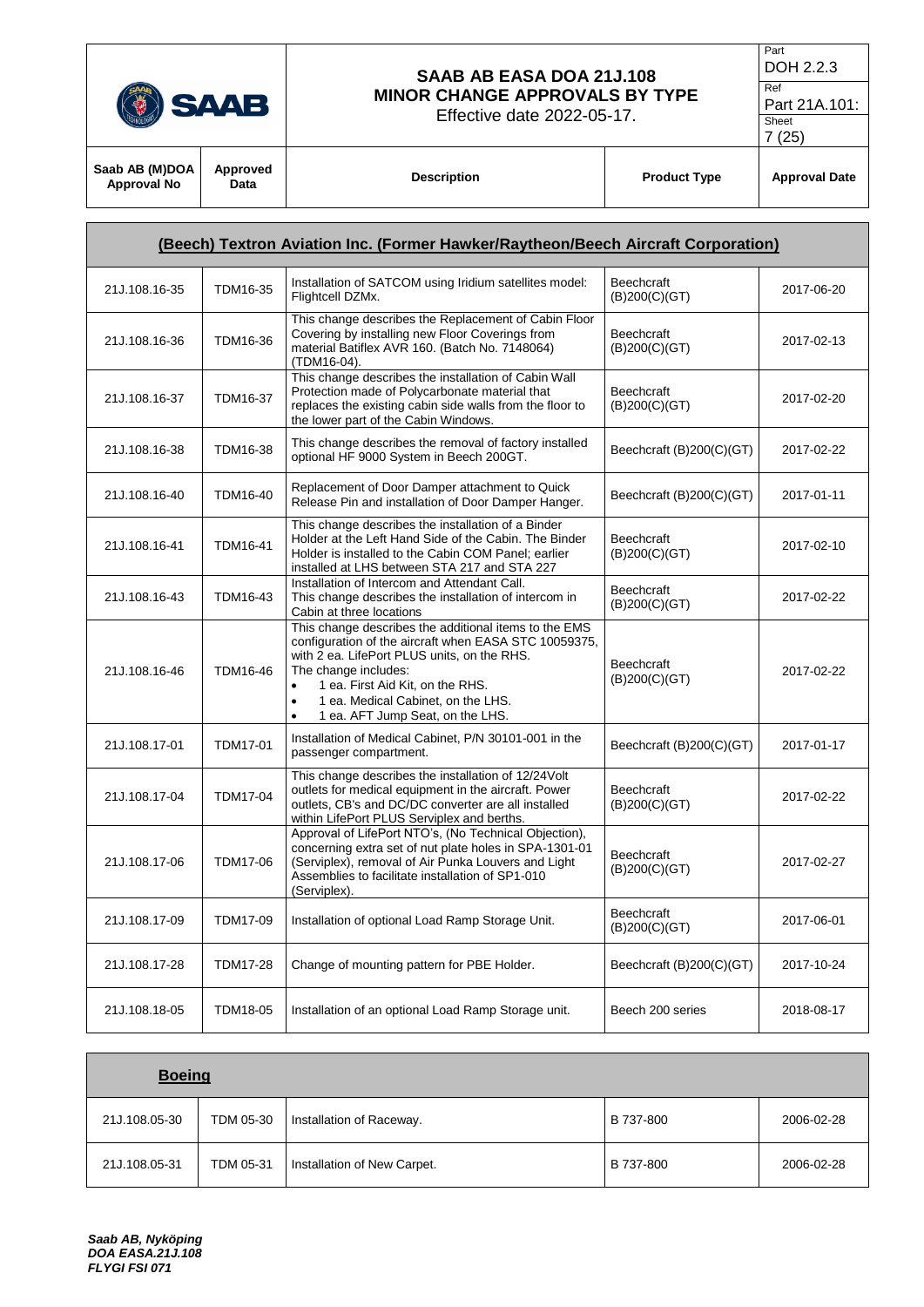| Saab AB (M)DOA Approval No | Approved Data | Description | Product Type | Approval Date |
|---|---|---|---|---|
| **(Beech) Textron Aviation Inc. (Former Hawker/Raytheon/Beech Aircraft Corporation)** | | | | |
| 21J.108.16-35 | TDM16-35 | Installation of SATCOM using Iridium satellites model: Flightcell DZMx. | Beechcraft (B)200(C)(GT) | 2017-06-20 |
| 21J.108.16-36 | TDM16-36 | This change describes the Replacement of Cabin Floor Covering by installing new Floor Coverings from material Batiflex AVR 160. (Batch No. 7148064) (TDM16-04). | Beechcraft (B)200(C)(GT) | 2017-02-13 |
| 21J.108.16-37 | TDM16-37 | This change describes the installation of Cabin Wall Protection made of Polycarbonate material that replaces the existing cabin side walls from the floor to the lower part of the Cabin Windows. | Beechcraft (B)200(C)(GT) | 2017-02-20 |
| 21J.108.16-38 | TDM16-38 | This change describes the removal of factory installed optional HF 9000 System in Beech 200GT. | Beechcraft (B)200(C)(GT) | 2017-02-22 |
| 21J.108.16-40 | TDM16-40 | Replacement of Door Damper attachment to Quick Release Pin and installation of Door Damper Hanger. | Beechcraft (B)200(C)(GT) | 2017-01-11 |
| 21J.108.16-41 | TDM16-41 | This change describes the installation of a Binder Holder at the Left Hand Side of the Cabin. The Binder Holder is installed to the Cabin COM Panel; earlier installed at LHS between STA 217 and STA 227 | Beechcraft (B)200(C)(GT) | 2017-02-10 |
| 21J.108.16-43 | TDM16-43 | Installation of Intercom and Attendant Call. This change describes the installation of intercom in Cabin at three locations | Beechcraft (B)200(C)(GT) | 2017-02-22 |
| 21J.108.16-46 | TDM16-46 | This change describes the additional items to the EMS configuration of the aircraft when EASA STC 10059375, with 2 ea. LifePort PLUS units, on the RHS. The change includes: <br>• 1 ea. First Aid Kit, on the RHS. <br>• 1 ea. Medical Cabinet, on the LHS. <br>• 1 ea. AFT Jump Seat, on the LHS. | Beechcraft (B)200(C)(GT) | 2017-02-22 |
| 21J.108.17-01 | TDM17-01 | Installation of Medical Cabinet, P/N 30101-001 in the passenger compartment. | Beechcraft (B)200(C)(GT) | 2017-01-17 |
| 21J.108.17-04 | TDM17-04 | This change describes the installation of 12/24Volt outlets for medical equipment in the aircraft. Power outlets, CB's and DC/DC converter are all installed within LifePort PLUS Serviplex and berths. | Beechcraft (B)200(C)(GT) | 2017-02-22 |
| 21J.108.17-06 | TDM17-06 | Approval of LifePort NTO's, (No Technical Objection), concerning extra set of nut plate holes in SPA-1301-01 (Serviplex), removal of Air Punka Louvers and Light Assemblies to facilitate installation of SP1-010 (Serviplex). | Beechcraft (B)200(C)(GT) | 2017-02-27 |
| 21J.108.17-09 | TDM17-09 | Installation of optional Load Ramp Storage Unit. | Beechcraft (B)200(C)(GT) | 2017-06-01 |
| 21J.108.17-28 | TDM17-28 | Change of mounting pattern for PBE Holder. | Beechcraft (B)200(C)(GT) | 2017-10-24 |
| 21J.108.18-05 | TDM18-05 | Installation of an optional Load Ramp Storage unit. | Beech 200 series | 2018-08-17 |
| **Boeing** | | | | |
| 21J.108.05-30 | TDM 05-30 | Installation of Raceway. | B 737-800 | 2006-02-28 |
| 21J.108.05-31 | TDM 05-31 | Installation of New Carpet. | B 737-800 | 2006-02-28 |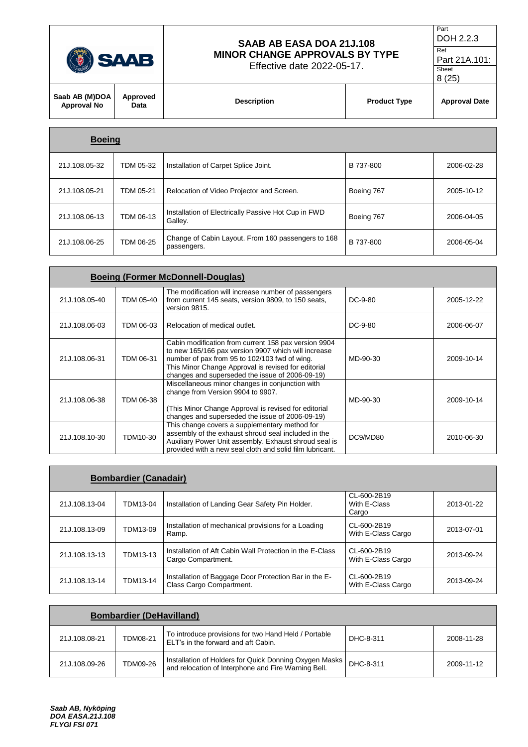| Saab AB (M)DOA Approval No | Approved Data | Description | Product Type | Approval Date |
|---|---|---|---|---|
| **Boeing** | | | | |
| 21J.108.05-32 | TDM 05-32 | Installation of Carpet Splice Joint. | B 737-800 | 2006-02-28 |
| 21J.108.05-21 | TDM 05-21 | Relocation of Video Projector and Screen. | Boeing 767 | 2005-10-12 |
| 21J.108.06-13 | TDM 06-13 | Installation of Electrically Passive Hot Cup in FWD Galley. | Boeing 767 | 2006-04-05 |
| 21J.108.06-25 | TDM 06-25 | Change of Cabin Layout. From 160 passengers to 168 passengers. | B 737-800 | 2006-05-04 |
| **Boeing (Former McDonnell-Douglas)** | | | | |
| 21J.108.05-40 | TDM 05-40 | The modification will increase number of passengers from current 145 seats, version 9809, to 150 seats, version 9815. | DC-9-80 | 2005-12-22 |
| 21J.108.06-03 | TDM 06-03 | Relocation of medical outlet. | DC-9-80 | 2006-06-07 |
| 21J.108.06-31 | TDM 06-31 | Cabin modification from current 158 pax version 9904 to new 165/166 pax version 9907 which will increase number of pax from 95 to 102/103 fwd of wing. This Minor Change Approval is revised for editorial changes and superseded the issue of 2006-09-19) | MD-90-30 | 2009-10-14 |
| 21J.108.06-38 | TDM 06-38 | Miscellaneous minor changes in conjunction with change from Version 9904 to 9907. (This Minor Change Approval is revised for editorial changes and superseded the issue of 2006-09-19) | MD-90-30 | 2009-10-14 |
| 21J.108.10-30 | TDM10-30 | This change covers a supplementary method for assembly of the exhaust shroud seal included in the Auxiliary Power Unit assembly. Exhaust shroud seal is provided with a new seal cloth and solid film lubricant. | DC9/MD80 | 2010-06-30 |
| **Bombardier (Canadair)** | | | | |
| 21J.108.13-04 | TDM13-04 | Installation of Landing Gear Safety Pin Holder. | CL-600-2B19 With E-Class Cargo | 2013-01-22 |
| 21J.108.13-09 | TDM13-09 | Installation of mechanical provisions for a Loading Ramp. | CL-600-2B19 With E-Class Cargo | 2013-07-01 |
| 21J.108.13-13 | TDM13-13 | Installation of Aft Cabin Wall Protection in the E-Class Cargo Compartment. | CL-600-2B19 With E-Class Cargo | 2013-09-24 |
| 21J.108.13-14 | TDM13-14 | Installation of Baggage Door Protection Bar in the E-Class Cargo Compartment. | CL-600-2B19 With E-Class Cargo | 2013-09-24 |
| **Bombardier (DeHavilland)** | | | | |
| 21J.108.08-21 | TDM08-21 | To introduce provisions for two Hand Held / Portable ELT's in the forward and aft Cabin. | DHC-8-311 | 2008-11-28 |
| 21J.108.09-26 | TDM09-26 | Installation of Holders for Quick Donning Oxygen Masks and relocation of Interphone and Fire Warning Bell. | DHC-8-311 | 2009-11-12 |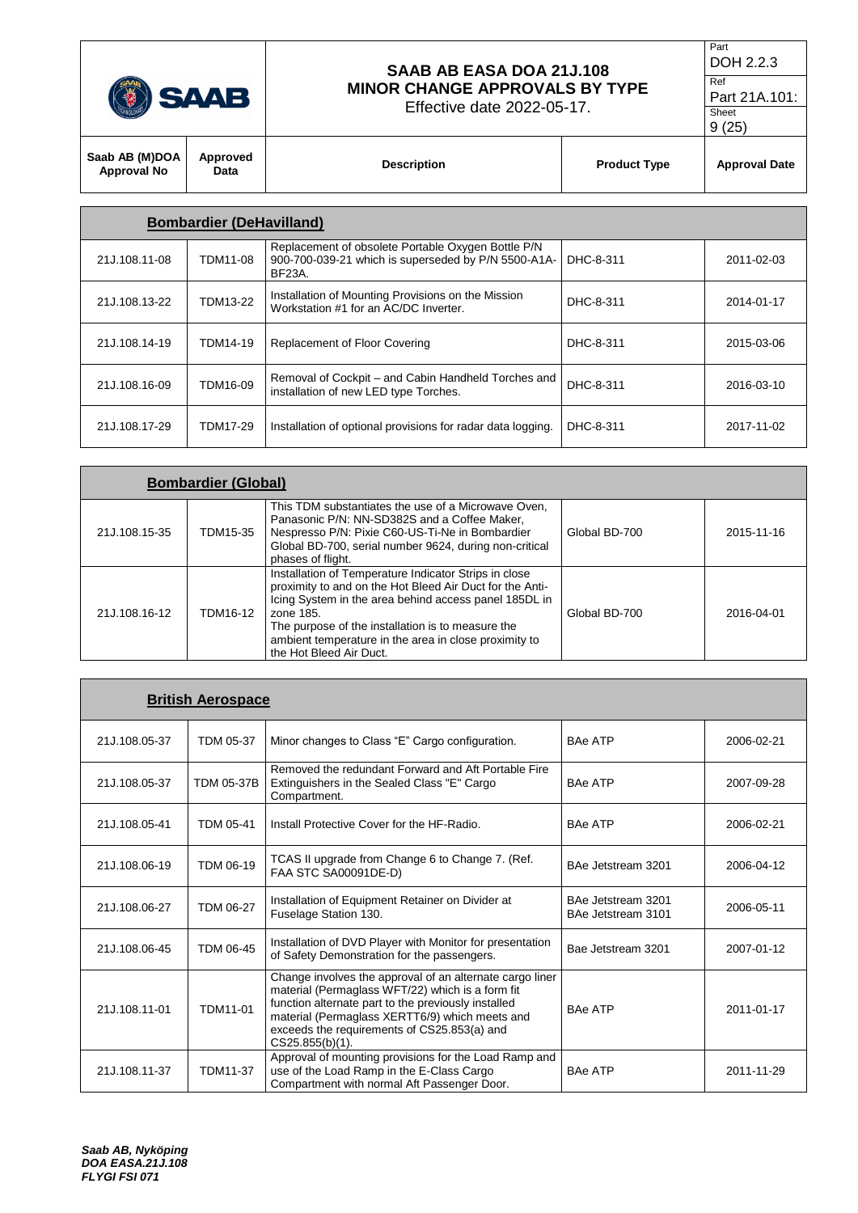| Saab AB (M)DOA Approval No | Approved Data | Description | Product Type | Approval Date |
|---|---|---|---|---|
| **Bombardier (DeHavilland)** | | | | |
| 21J.108.11-08 | TDM11-08 | Replacement of obsolete Portable Oxygen Bottle P/N 900-700-039-21 which is superseded by P/N 5500-A1A-BF23A. | DHC-8-311 | 2011-02-03 |
| 21J.108.13-22 | TDM13-22 | Installation of Mounting Provisions on the Mission Workstation #1 for an AC/DC Inverter. | DHC-8-311 | 2014-01-17 |
| 21J.108.14-19 | TDM14-19 | Replacement of Floor Covering | DHC-8-311 | 2015-03-06 |
| 21J.108.16-09 | TDM16-09 | Removal of Cockpit – and Cabin Handheld Torches and installation of new LED type Torches. | DHC-8-311 | 2016-03-10 |
| 21J.108.17-29 | TDM17-29 | Installation of optional provisions for radar data logging. | DHC-8-311 | 2017-11-02 |
| **Bombardier (Global)** | | | | |
| 21J.108.15-35 | TDM15-35 | This TDM substantiates the use of a Microwave Oven, Panasonic P/N: NN-SD382S and a Coffee Maker, Nespresso P/N: Pixie C60-US-Ti-Ne in Bombardier Global BD-700, serial number 9624, during non-critical phases of flight. | Global BD-700 | 2015-11-16 |
| 21J.108.16-12 | TDM16-12 | Installation of Temperature Indicator Strips in close proximity to and on the Hot Bleed Air Duct for the Anti-Icing System in the area behind access panel 185DL in zone 185. The purpose of the installation is to measure the ambient temperature in the area in close proximity to the Hot Bleed Air Duct. | Global BD-700 | 2016-04-01 |
| **British Aerospace** | | | | |
| 21J.108.05-37 | TDM 05-37 | Minor changes to Class "E" Cargo configuration. | BAe ATP | 2006-02-21 |
| 21J.108.05-37 | TDM 05-37B | Removed the redundant Forward and Aft Portable Fire Extinguishers in the Sealed Class "E" Cargo Compartment. | BAe ATP | 2007-09-28 |
| 21J.108.05-41 | TDM 05-41 | Install Protective Cover for the HF-Radio. | BAe ATP | 2006-02-21 |
| 21J.108.06-19 | TDM 06-19 | TCAS II upgrade from Change 6 to Change 7. (Ref. FAA STC SA00091DE-D) | BAe Jetstream 3201 | 2006-04-12 |
| 21J.108.06-27 | TDM 06-27 | Installation of Equipment Retainer on Divider at Fuselage Station 130. | BAe Jetstream 3201<br>BAe Jetstream 3101 | 2006-05-11 |
| 21J.108.06-45 | TDM 06-45 | Installation of DVD Player with Monitor for presentation of Safety Demonstration for the passengers. | Bae Jetstream 3201 | 2007-01-12 |
| 21J.108.11-01 | TDM11-01 | Change involves the approval of an alternate cargo liner material (Permaglass WFT/22) which is a form fit function alternate part to the previously installed material (Permaglass XERTT6/9) which meets and exceeds the requirements of CS25.853(a) and CS25.855(b)(1). | BAe ATP | 2011-01-17 |
| 21J.108.11-37 | TDM11-37 | Approval of mounting provisions for the Load Ramp and use of the Load Ramp in the E-Class Cargo Compartment with normal Aft Passenger Door. | BAe ATP | 2011-11-29 |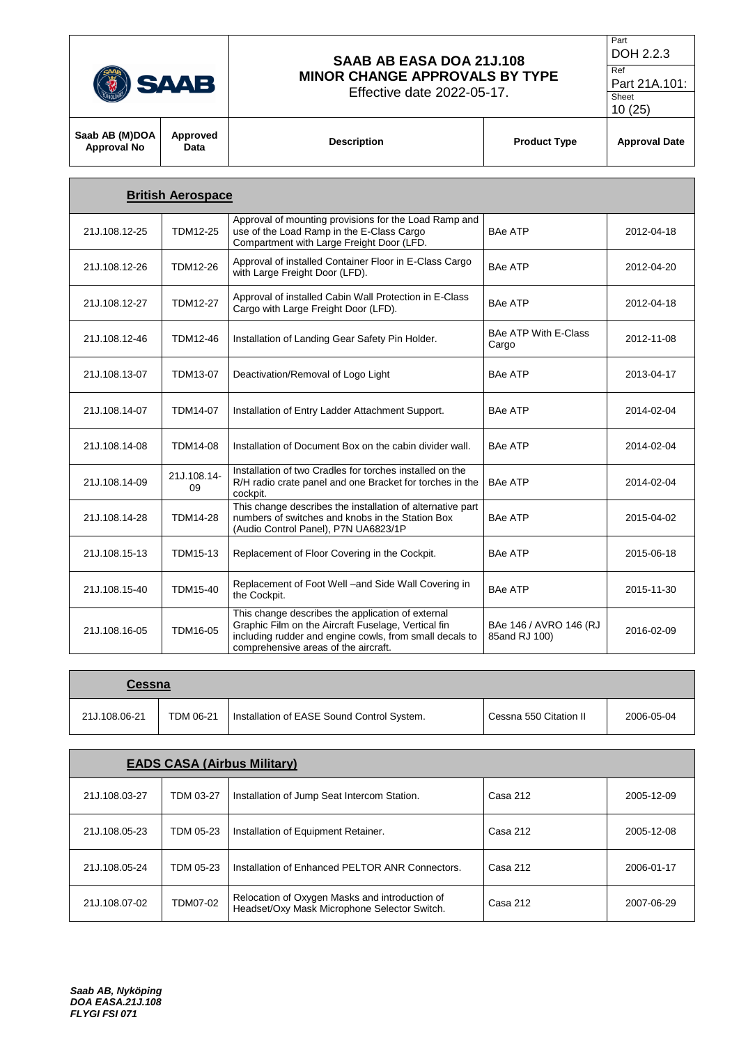| Saab AB (M)DOA Approval No | Approved Data | Description | Product Type | Approval Date |
|---|---|---|---|---|
| **British Aerospace** | | | | |
| 21J.108.12-25 | TDM12-25 | Approval of mounting provisions for the Load Ramp and use of the Load Ramp in the E-Class Cargo Compartment with Large Freight Door (LFD. | BAe ATP | 2012-04-18 |
| 21J.108.12-26 | TDM12-26 | Approval of installed Container Floor in E-Class Cargo with Large Freight Door (LFD). | BAe ATP | 2012-04-20 |
| 21J.108.12-27 | TDM12-27 | Approval of installed Cabin Wall Protection in E-Class Cargo with Large Freight Door (LFD). | BAe ATP | 2012-04-18 |
| 21J.108.12-46 | TDM12-46 | Installation of Landing Gear Safety Pin Holder. | BAe ATP With E-Class Cargo | 2012-11-08 |
| 21J.108.13-07 | TDM13-07 | Deactivation/Removal of Logo Light | BAe ATP | 2013-04-17 |
| 21J.108.14-07 | TDM14-07 | Installation of Entry Ladder Attachment Support. | BAe ATP | 2014-02-04 |
| 21J.108.14-08 | TDM14-08 | Installation of Document Box on the cabin divider wall. | BAe ATP | 2014-02-04 |
| 21J.108.14-09 | 21J.108.14-09 | Installation of two Cradles for torches installed on the R/H radio crate panel and one Bracket for torches in the cockpit. | BAe ATP | 2014-02-04 |
| 21J.108.14-28 | TDM14-28 | This change describes the installation of alternative part numbers of switches and knobs in the Station Box (Audio Control Panel), P7N UA6823/1P | BAe ATP | 2015-04-02 |
| 21J.108.15-13 | TDM15-13 | Replacement of Floor Covering in the Cockpit. | BAe ATP | 2015-06-18 |
| 21J.108.15-40 | TDM15-40 | Replacement of Foot Well –and Side Wall Covering in the Cockpit. | BAe ATP | 2015-11-30 |
| 21J.108.16-05 | TDM16-05 | This change describes the application of external Graphic Film on the Aircraft Fuselage, Vertical fin including rudder and engine cowls, from small decals to comprehensive areas of the aircraft. | BAe 146 / AVRO 146 (RJ 85and RJ 100) | 2016-02-09 |
| **Cessna** | | | | |
| 21J.108.06-21 | TDM 06-21 | Installation of EASE Sound Control System. | Cessna 550 Citation II | 2006-05-04 |
| **EADS CASA (Airbus Military)** | | | | |
| 21J.108.03-27 | TDM 03-27 | Installation of Jump Seat Intercom Station. | Casa 212 | 2005-12-09 |
| 21J.108.05-23 | TDM 05-23 | Installation of Equipment Retainer. | Casa 212 | 2005-12-08 |
| 21J.108.05-24 | TDM 05-23 | Installation of Enhanced PELTOR ANR Connectors. | Casa 212 | 2006-01-17 |
| 21J.108.07-02 | TDM07-02 | Relocation of Oxygen Masks and introduction of Headset/Oxy Mask Microphone Selector Switch. | Casa 212 | 2007-06-29 |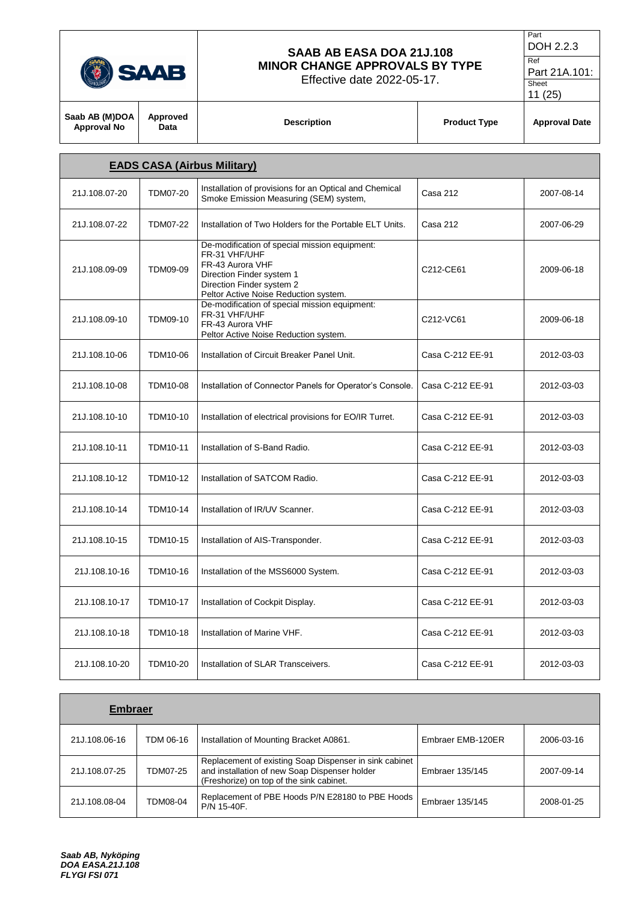| Saab AB (M)DOA Approval No | Approved Data | Description | Product Type | Approval Date |
|---|---|---|---|---|
| **EADS CASA (Airbus Military)** | | | | |
| 21J.108.07-20 | TDM07-20 | Installation of provisions for an Optical and Chemical Smoke Emission Measuring (SEM) system, | Casa 212 | 2007-08-14 |
| 21J.108.07-22 | TDM07-22 | Installation of Two Holders for the Portable ELT Units. | Casa 212 | 2007-06-29 |
| 21J.108.09-09 | TDM09-09 | De-modification of special mission equipment:<br>FR-31 VHF/UHF<br>FR-43 Aurora VHF<br>Direction Finder system 1<br>Direction Finder system 2<br>Peltor Active Noise Reduction system. | C212-CE61 | 2009-06-18 |
| 21J.108.09-10 | TDM09-10 | De-modification of special mission equipment:<br>FR-31 VHF/UHF<br>FR-43 Aurora VHF<br>Peltor Active Noise Reduction system. | C212-VC61 | 2009-06-18 |
| 21J.108.10-06 | TDM10-06 | Installation of Circuit Breaker Panel Unit. | Casa C-212 EE-91 | 2012-03-03 |
| 21J.108.10-08 | TDM10-08 | Installation of Connector Panels for Operator's Console. | Casa C-212 EE-91 | 2012-03-03 |
| 21J.108.10-10 | TDM10-10 | Installation of electrical provisions for EO/IR Turret. | Casa C-212 EE-91 | 2012-03-03 |
| 21J.108.10-11 | TDM10-11 | Installation of S-Band Radio. | Casa C-212 EE-91 | 2012-03-03 |
| 21J.108.10-12 | TDM10-12 | Installation of SATCOM Radio. | Casa C-212 EE-91 | 2012-03-03 |
| 21J.108.10-14 | TDM10-14 | Installation of IR/UV Scanner. | Casa C-212 EE-91 | 2012-03-03 |
| 21J.108.10-15 | TDM10-15 | Installation of AIS-Transponder. | Casa C-212 EE-91 | 2012-03-03 |
| 21J.108.10-16 | TDM10-16 | Installation of the MSS6000 System. | Casa C-212 EE-91 | 2012-03-03 |
| 21J.108.10-17 | TDM10-17 | Installation of Cockpit Display. | Casa C-212 EE-91 | 2012-03-03 |
| 21J.108.10-18 | TDM10-18 | Installation of Marine VHF. | Casa C-212 EE-91 | 2012-03-03 |
| 21J.108.10-20 | TDM10-20 | Installation of SLAR Transceivers. | Casa C-212 EE-91 | 2012-03-03 |
| **Embraer** | | | | |
| 21J.108.06-16 | TDM 06-16 | Installation of Mounting Bracket A0861. | Embraer EMB-120ER | 2006-03-16 |
| 21J.108.07-25 | TDM07-25 | Replacement of existing Soap Dispenser in sink cabinet and installation of new Soap Dispenser holder (Freshorize) on top of the sink cabinet. | Embraer 135/145 | 2007-09-14 |
| 21J.108.08-04 | TDM08-04 | Replacement of PBE Hoods P/N E28180 to PBE Hoods P/N 15-40F. | Embraer 135/145 | 2008-01-25 |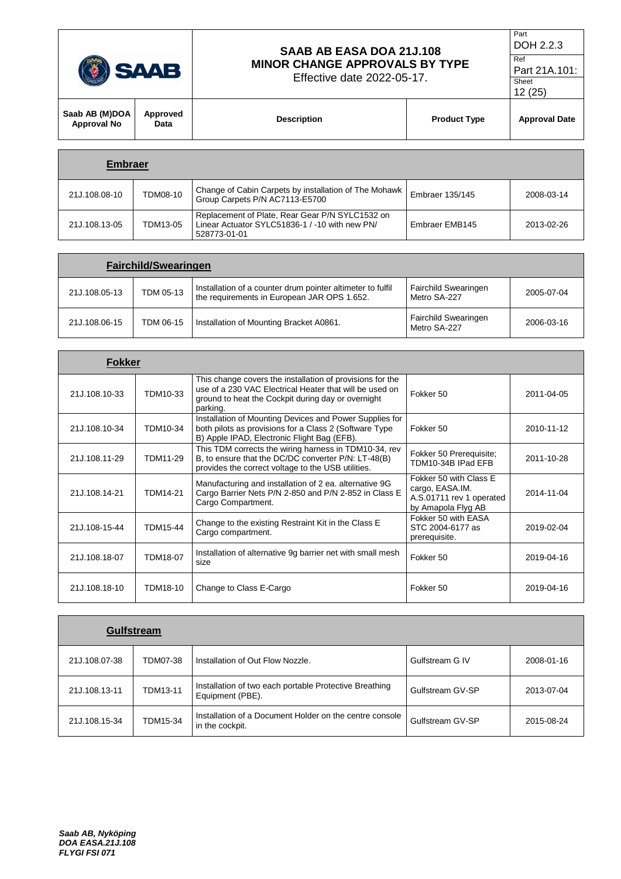| Saab AB (M)DOA Approval No | Approved Data | Description | Product Type | Approval Date |
|---|---|---|---|---|
| **Embraer** | | | | |
| 21J.108.08-10 | TDM08-10 | Change of Cabin Carpets by installation of The Mohawk Group Carpets P/N AC7113-E5700 | Embraer 135/145 | 2008-03-14 |
| 21J.108.13-05 | TDM13-05 | Replacement of Plate, Rear Gear P/N SYLC1532 on Linear Actuator SYLC51836-1 / -10 with new PN/ 528773-01-01 | Embraer EMB145 | 2013-02-26 |
| **Fairchild/Swearingen** | | | | |
| 21J.108.05-13 | TDM 05-13 | Installation of a counter drum pointer altimeter to fulfil the requirements in European JAR OPS 1.652. | Fairchild Swearingen Metro SA-227 | 2005-07-04 |
| 21J.108.06-15 | TDM 06-15 | Installation of Mounting Bracket A0861. | Fairchild Swearingen Metro SA-227 | 2006-03-16 |
| **Fokker** | | | | |
| 21J.108.10-33 | TDM10-33 | This change covers the installation of provisions for the use of a 230 VAC Electrical Heater that will be used on ground to heat the Cockpit during day or overnight parking. | Fokker 50 | 2011-04-05 |
| 21J.108.10-34 | TDM10-34 | Installation of Mounting Devices and Power Supplies for both pilots as provisions for a Class 2 (Software Type B) Apple IPAD, Electronic Flight Bag (EFB). | Fokker 50 | 2010-11-12 |
| 21J.108.11-29 | TDM11-29 | This TDM corrects the wiring harness in TDM10-34, rev B, to ensure that the DC/DC converter P/N: LT-48(B) provides the correct voltage to the USB utilities. | Fokker 50 Prerequisite; TDM10-34B IPad EFB | 2011-10-28 |
| 21J.108.14-21 | TDM14-21 | Manufacturing and installation of 2 ea. alternative 9G Cargo Barrier Nets P/N 2-850 and P/N 2-852 in Class E Cargo Compartment. | Fokker 50 with Class E cargo, EASA.IM. A.S.01711 rev 1 operated by Amapola Flyg AB | 2014-11-04 |
| 21J.108-15-44 | TDM15-44 | Change to the existing Restraint Kit in the Class E Cargo compartment. | Fokker 50 with EASA STC 2004-6177 as prerequisite. | 2019-02-04 |
| 21J.108.18-07 | TDM18-07 | Installation of alternative 9g barrier net with small mesh size | Fokker 50 | 2019-04-16 |
| 21J.108.18-10 | TDM18-10 | Change to Class E-Cargo | Fokker 50 | 2019-04-16 |
| **Gulfstream** | | | | |
| 21J.108.07-38 | TDM07-38 | Installation of Out Flow Nozzle. | Gulfstream G IV | 2008-01-16 |
| 21J.108.13-11 | TDM13-11 | Installation of two each portable Protective Breathing Equipment (PBE). | Gulfstream GV-SP | 2013-07-04 |
| 21J.108.15-34 | TDM15-34 | Installation of a Document Holder on the centre console in the cockpit. | Gulfstream GV-SP | 2015-08-24 |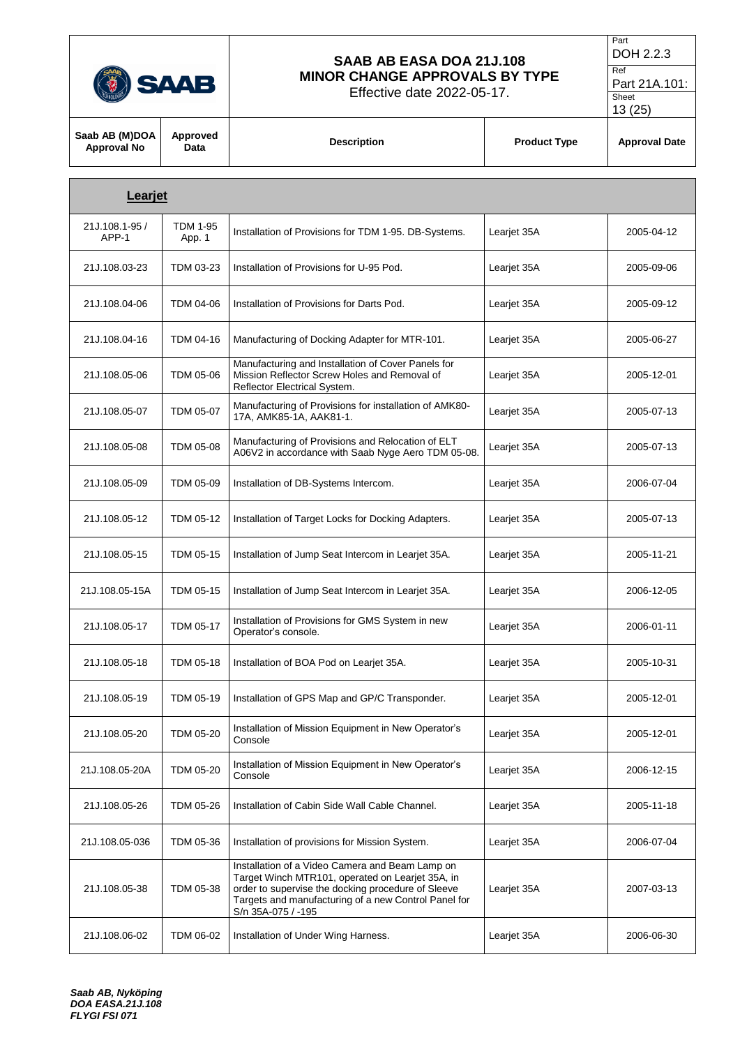| Saab AB (M)DOA Approval No | Approved Data | Description | Product Type | Approval Date |
|---|---|---|---|---|
| **Learjet** | | | | |
| 21J.108.1-95 / APP-1 | TDM 1-95 App. 1 | Installation of Provisions for TDM 1-95. DB-Systems. | Learjet 35A | 2005-04-12 |
| 21J.108.03-23 | TDM 03-23 | Installation of Provisions for U-95 Pod. | Learjet 35A | 2005-09-06 |
| 21J.108.04-06 | TDM 04-06 | Installation of Provisions for Darts Pod. | Learjet 35A | 2005-09-12 |
| 21J.108.04-16 | TDM 04-16 | Manufacturing of Docking Adapter for MTR-101. | Learjet 35A | 2005-06-27 |
| 21J.108.05-06 | TDM 05-06 | Manufacturing and Installation of Cover Panels for Mission Reflector Screw Holes and Removal of Reflector Electrical System. | Learjet 35A | 2005-12-01 |
| 21J.108.05-07 | TDM 05-07 | Manufacturing of Provisions for installation of AMK80-17A, AMK85-1A, AAK81-1. | Learjet 35A | 2005-07-13 |
| 21J.108.05-08 | TDM 05-08 | Manufacturing of Provisions and Relocation of ELT A06V2 in accordance with Saab Nyge Aero TDM 05-08. | Learjet 35A | 2005-07-13 |
| 21J.108.05-09 | TDM 05-09 | Installation of DB-Systems Intercom. | Learjet 35A | 2006-07-04 |
| 21J.108.05-12 | TDM 05-12 | Installation of Target Locks for Docking Adapters. | Learjet 35A | 2005-07-13 |
| 21J.108.05-15 | TDM 05-15 | Installation of Jump Seat Intercom in Learjet 35A. | Learjet 35A | 2005-11-21 |
| 21J.108.05-15A | TDM 05-15 | Installation of Jump Seat Intercom in Learjet 35A. | Learjet 35A | 2006-12-05 |
| 21J.108.05-17 | TDM 05-17 | Installation of Provisions for GMS System in new Operator's console. | Learjet 35A | 2006-01-11 |
| 21J.108.05-18 | TDM 05-18 | Installation of BOA Pod on Learjet 35A. | Learjet 35A | 2005-10-31 |
| 21J.108.05-19 | TDM 05-19 | Installation of GPS Map and GP/C Transponder. | Learjet 35A | 2005-12-01 |
| 21J.108.05-20 | TDM 05-20 | Installation of Mission Equipment in New Operator's Console | Learjet 35A | 2005-12-01 |
| 21J.108.05-20A | TDM 05-20 | Installation of Mission Equipment in New Operator's Console | Learjet 35A | 2006-12-15 |
| 21J.108.05-26 | TDM 05-26 | Installation of Cabin Side Wall Cable Channel. | Learjet 35A | 2005-11-18 |
| 21J.108.05-036 | TDM 05-36 | Installation of provisions for Mission System. | Learjet 35A | 2006-07-04 |
| 21J.108.05-38 | TDM 05-38 | Installation of a Video Camera and Beam Lamp on Target Winch MTR101, operated on Learjet 35A, in order to supervise the docking procedure of Sleeve Targets and manufacturing of a new Control Panel for S/n 35A-075 / -195 | Learjet 35A | 2007-03-13 |
| 21J.108.06-02 | TDM 06-02 | Installation of Under Wing Harness. | Learjet 35A | 2006-06-30 |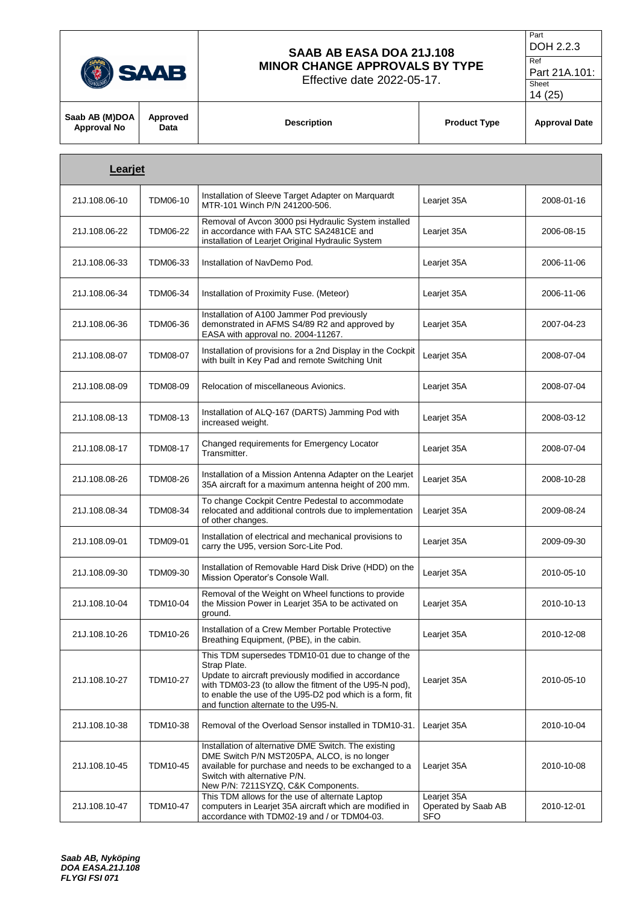| Saab AB (M)DOA Approval No | Approved Data | Description | Product Type | Approval Date |
|---|---|---|---|---|
| **Learjet** | | | | |
| 21J.108.06-10 | TDM06-10 | Installation of Sleeve Target Adapter on Marquardt MTR-101 Winch P/N 241200-506. | Learjet 35A | 2008-01-16 |
| 21J.108.06-22 | TDM06-22 | Removal of Avcon 3000 psi Hydraulic System installed in accordance with FAA STC SA2481CE and installation of Learjet Original Hydraulic System | Learjet 35A | 2006-08-15 |
| 21J.108.06-33 | TDM06-33 | Installation of NavDemo Pod. | Learjet 35A | 2006-11-06 |
| 21J.108.06-34 | TDM06-34 | Installation of Proximity Fuse. (Meteor) | Learjet 35A | 2006-11-06 |
| 21J.108.06-36 | TDM06-36 | Installation of A100 Jammer Pod previously demonstrated in AFMS S4/89 R2 and approved by EASA with approval no. 2004-11267. | Learjet 35A | 2007-04-23 |
| 21J.108.08-07 | TDM08-07 | Installation of provisions for a 2nd Display in the Cockpit with built in Key Pad and remote Switching Unit | Learjet 35A | 2008-07-04 |
| 21J.108.08-09 | TDM08-09 | Relocation of miscellaneous Avionics. | Learjet 35A | 2008-07-04 |
| 21J.108.08-13 | TDM08-13 | Installation of ALQ-167 (DARTS) Jamming Pod with increased weight. | Learjet 35A | 2008-03-12 |
| 21J.108.08-17 | TDM08-17 | Changed requirements for Emergency Locator Transmitter. | Learjet 35A | 2008-07-04 |
| 21J.108.08-26 | TDM08-26 | Installation of a Mission Antenna Adapter on the Learjet 35A aircraft for a maximum antenna height of 200 mm. | Learjet 35A | 2008-10-28 |
| 21J.108.08-34 | TDM08-34 | To change Cockpit Centre Pedestal to accommodate relocated and additional controls due to implementation of other changes. | Learjet 35A | 2009-08-24 |
| 21J.108.09-01 | TDM09-01 | Installation of electrical and mechanical provisions to carry the U95, version Sorc-Lite Pod. | Learjet 35A | 2009-09-30 |
| 21J.108.09-30 | TDM09-30 | Installation of Removable Hard Disk Drive (HDD) on the Mission Operator's Console Wall. | Learjet 35A | 2010-05-10 |
| 21J.108.10-04 | TDM10-04 | Removal of the Weight on Wheel functions to provide the Mission Power in Learjet 35A to be activated on ground. | Learjet 35A | 2010-10-13 |
| 21J.108.10-26 | TDM10-26 | Installation of a Crew Member Portable Protective Breathing Equipment, (PBE), in the cabin. | Learjet 35A | 2010-12-08 |
| 21J.108.10-27 | TDM10-27 | This TDM supersedes TDM10-01 due to change of the Strap Plate. Update to aircraft previously modified in accordance with TDM03-23 (to allow the fitment of the U95-N pod), to enable the use of the U95-D2 pod which is a form, fit and function alternate to the U95-N. | Learjet 35A | 2010-05-10 |
| 21J.108.10-38 | TDM10-38 | Removal of the Overload Sensor installed in TDM10-31. | Learjet 35A | 2010-10-04 |
| 21J.108.10-45 | TDM10-45 | Installation of alternative DME Switch. The existing DME Switch P/N MST205PA, ALCO, is no longer available for purchase and needs to be exchanged to a Switch with alternative P/N. New P/N: 7211SYZQ, C&K Components. | Learjet 35A | 2010-10-08 |
| 21J.108.10-47 | TDM10-47 | This TDM allows for the use of alternate Laptop computers in Learjet 35A aircraft which are modified in accordance with TDM02-19 and / or TDM04-03. | Learjet 35A Operated by Saab AB SFO | 2010-12-01 |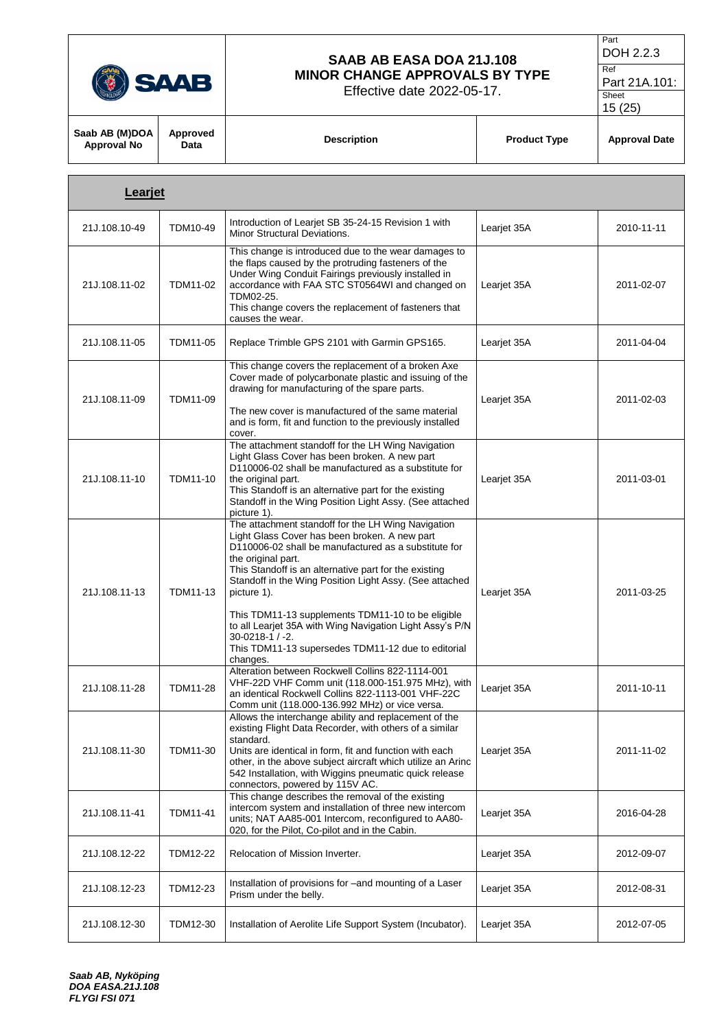| Saab AB (M)DOA Approval No | Approved Data | Description | Product Type | Approval Date |
|---|---|---|---|---|
| **Learjet** | | | | |
| 21J.108.10-49 | TDM10-49 | Introduction of Learjet SB 35-24-15 Revision 1 with Minor Structural Deviations. | Learjet 35A | 2010-11-11 |
| 21J.108.11-02 | TDM11-02 | This change is introduced due to the wear damages to the flaps caused by the protruding fasteners of the Under Wing Conduit Fairings previously installed in accordance with FAA STC ST0564WI and changed on TDM02-25. This change covers the replacement of fasteners that causes the wear. | Learjet 35A | 2011-02-07 |
| 21J.108.11-05 | TDM11-05 | Replace Trimble GPS 2101 with Garmin GPS165. | Learjet 35A | 2011-04-04 |
| 21J.108.11-09 | TDM11-09 | This change covers the replacement of a broken Axe Cover made of polycarbonate plastic and issuing of the drawing for manufacturing of the spare parts.<br><br>The new cover is manufactured of the same material and is form, fit and function to the previously installed cover. | Learjet 35A | 2011-02-03 |
| 21J.108.11-10 | TDM11-10 | The attachment standoff for the LH Wing Navigation Light Glass Cover has been broken. A new part D110006-02 shall be manufactured as a substitute for the original part.<br>This Standoff is an alternative part for the existing Standoff in the Wing Position Light Assy. (See attached picture 1). | Learjet 35A | 2011-03-01 |
| 21J.108.11-13 | TDM11-13 | The attachment standoff for the LH Wing Navigation Light Glass Cover has been broken. A new part D110006-02 shall be manufactured as a substitute for the original part.<br>This Standoff is an alternative part for the existing Standoff in the Wing Position Light Assy. (See attached picture 1).<br><br>This TDM11-13 supplements TDM11-10 to be eligible to all Learjet 35A with Wing Navigation Light Assy's P/N 30-0218-1 / -2.<br>This TDM11-13 supersedes TDM11-12 due to editorial changes. | Learjet 35A | 2011-03-25 |
| 21J.108.11-28 | TDM11-28 | Alteration between Rockwell Collins 822-1114-001 VHF-22D VHF Comm unit (118.000-151.975 MHz), with an identical Rockwell Collins 822-1113-001 VHF-22C Comm unit (118.000-136.992 MHz) or vice versa. | Learjet 35A | 2011-10-11 |
| 21J.108.11-30 | TDM11-30 | Allows the interchange ability and replacement of the existing Flight Data Recorder, with others of a similar standard.<br>Units are identical in form, fit and function with each other, in the above subject aircraft which utilize an Arinc 542 Installation, with Wiggins pneumatic quick release connectors, powered by 115V AC. | Learjet 35A | 2011-11-02 |
| 21J.108.11-41 | TDM11-41 | This change describes the removal of the existing intercom system and installation of three new intercom units; NAT AA85-001 Intercom, reconfigured to AA80-020, for the Pilot, Co-pilot and in the Cabin. | Learjet 35A | 2016-04-28 |
| 21J.108.12-22 | TDM12-22 | Relocation of Mission Inverter. | Learjet 35A | 2012-09-07 |
| 21J.108.12-23 | TDM12-23 | Installation of provisions for –and mounting of a Laser Prism under the belly. | Learjet 35A | 2012-08-31 |
| 21J.108.12-30 | TDM12-30 | Installation of Aerolite Life Support System (Incubator). | Learjet 35A | 2012-07-05 |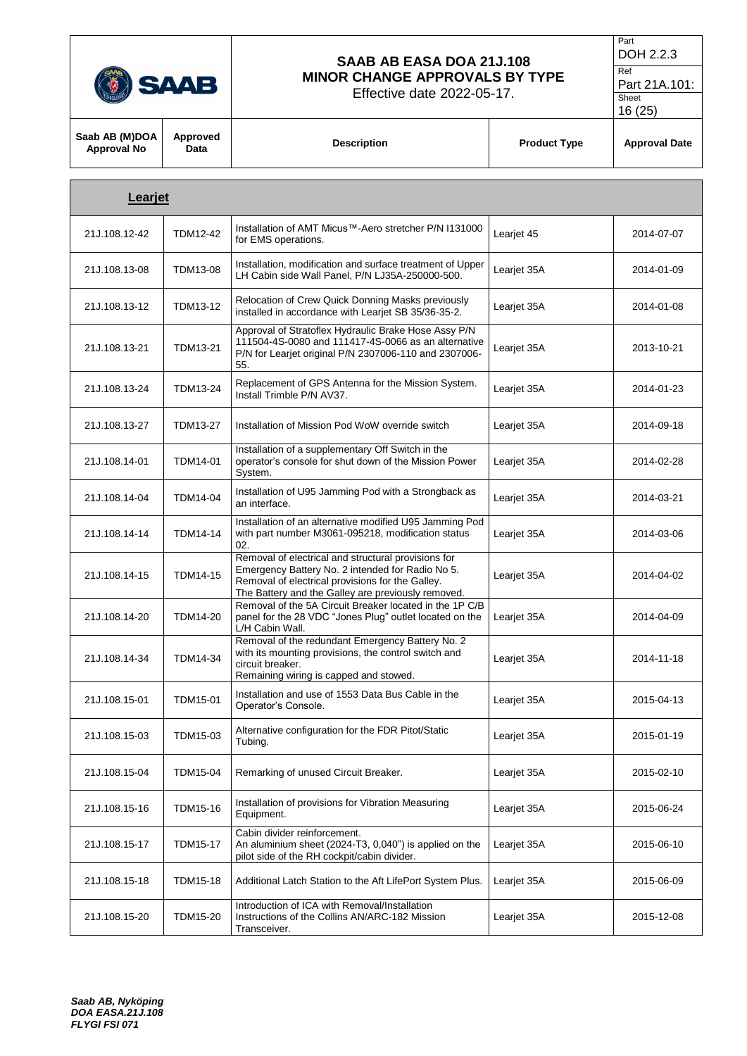| Saab AB (M)DOA Approval No | Approved Data | Description | Product Type | Approval Date |
|---|---|---|---|---|
| **Learjet** | | | | |
| 21J.108.12-42 | TDM12-42 | Installation of AMT Micus™-Aero stretcher P/N I131000 for EMS operations. | Learjet 45 | 2014-07-07 |
| 21J.108.13-08 | TDM13-08 | Installation, modification and surface treatment of Upper LH Cabin side Wall Panel, P/N LJ35A-250000-500. | Learjet 35A | 2014-01-09 |
| 21J.108.13-12 | TDM13-12 | Relocation of Crew Quick Donning Masks previously installed in accordance with Learjet SB 35/36-35-2. | Learjet 35A | 2014-01-08 |
| 21J.108.13-21 | TDM13-21 | Approval of Stratoflex Hydraulic Brake Hose Assy P/N 111504-4S-0080 and 111417-4S-0066 as an alternative P/N for Learjet original P/N 2307006-110 and 2307006-55. | Learjet 35A | 2013-10-21 |
| 21J.108.13-24 | TDM13-24 | Replacement of GPS Antenna for the Mission System. Install Trimble P/N AV37. | Learjet 35A | 2014-01-23 |
| 21J.108.13-27 | TDM13-27 | Installation of Mission Pod WoW override switch | Learjet 35A | 2014-09-18 |
| 21J.108.14-01 | TDM14-01 | Installation of a supplementary Off Switch in the operator's console for shut down of the Mission Power System. | Learjet 35A | 2014-02-28 |
| 21J.108.14-04 | TDM14-04 | Installation of U95 Jamming Pod with a Strongback as an interface. | Learjet 35A | 2014-03-21 |
| 21J.108.14-14 | TDM14-14 | Installation of an alternative modified U95 Jamming Pod with part number M3061-095218, modification status 02. | Learjet 35A | 2014-03-06 |
| 21J.108.14-15 | TDM14-15 | Removal of electrical and structural provisions for Emergency Battery No. 2 intended for Radio No 5. Removal of electrical provisions for the Galley. The Battery and the Galley are previously removed. | Learjet 35A | 2014-04-02 |
| 21J.108.14-20 | TDM14-20 | Removal of the 5A Circuit Breaker located in the 1P C/B panel for the 28 VDC "Jones Plug" outlet located on the L/H Cabin Wall. | Learjet 35A | 2014-04-09 |
| 21J.108.14-34 | TDM14-34 | Removal of the redundant Emergency Battery No. 2 with its mounting provisions, the control switch and circuit breaker. Remaining wiring is capped and stowed. | Learjet 35A | 2014-11-18 |
| 21J.108.15-01 | TDM15-01 | Installation and use of 1553 Data Bus Cable in the Operator's Console. | Learjet 35A | 2015-04-13 |
| 21J.108.15-03 | TDM15-03 | Alternative configuration for the FDR Pitot/Static Tubing. | Learjet 35A | 2015-01-19 |
| 21J.108.15-04 | TDM15-04 | Remarking of unused Circuit Breaker. | Learjet 35A | 2015-02-10 |
| 21J.108.15-16 | TDM15-16 | Installation of provisions for Vibration Measuring Equipment. | Learjet 35A | 2015-06-24 |
| 21J.108.15-17 | TDM15-17 | Cabin divider reinforcement. An aluminium sheet (2024-T3, 0,040") is applied on the pilot side of the RH cockpit/cabin divider. | Learjet 35A | 2015-06-10 |
| 21J.108.15-18 | TDM15-18 | Additional Latch Station to the Aft LifePort System Plus. | Learjet 35A | 2015-06-09 |
| 21J.108.15-20 | TDM15-20 | Introduction of ICA with Removal/Installation Instructions of the Collins AN/ARC-182 Mission Transceiver. | Learjet 35A | 2015-12-08 |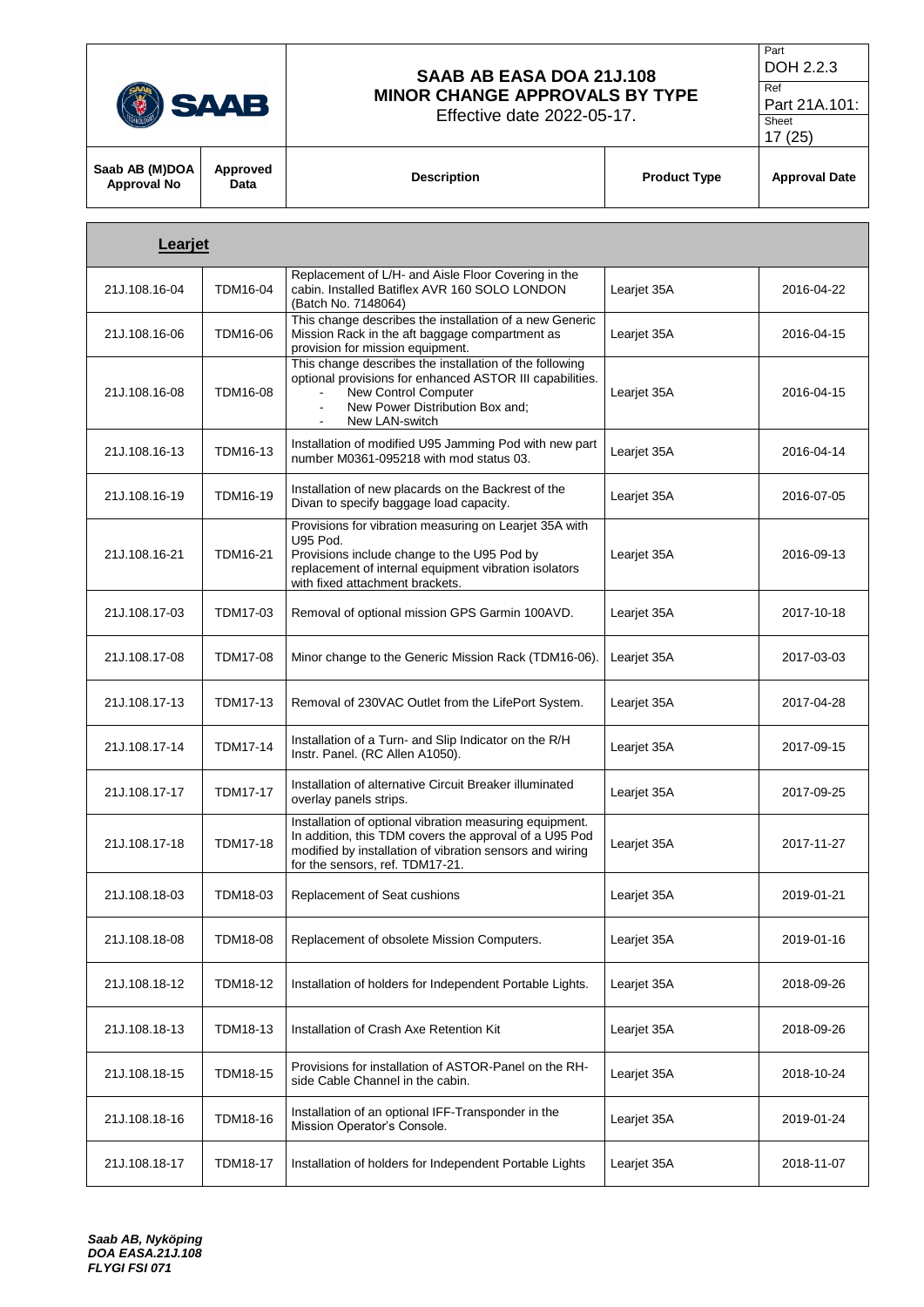| Saab AB (M)DOA Approval No | Approved Data | Description | Product Type | Approval Date |
|---|---|---|---|---|
| **Learjet** | | | | |
| 21J.108.16-04 | TDM16-04 | Replacement of L/H- and Aisle Floor Covering in the cabin. Installed Batiflex AVR 160 SOLO LONDON (Batch No. 7148064) | Learjet 35A | 2016-04-22 |
| 21J.108.16-06 | TDM16-06 | This change describes the installation of a new Generic Mission Rack in the aft baggage compartment as provision for mission equipment. | Learjet 35A | 2016-04-15 |
| 21J.108.16-08 | TDM16-08 | This change describes the installation of the following optional provisions for enhanced ASTOR III capabilities.<br>- New Control Computer<br>- New Power Distribution Box and;<br>- New LAN-switch | Learjet 35A | 2016-04-15 |
| 21J.108.16-13 | TDM16-13 | Installation of modified U95 Jamming Pod with new part number M0361-095218 with mod status 03. | Learjet 35A | 2016-04-14 |
| 21J.108.16-19 | TDM16-19 | Installation of new placards on the Backrest of the Divan to specify baggage load capacity. | Learjet 35A | 2016-07-05 |
| 21J.108.16-21 | TDM16-21 | Provisions for vibration measuring on Learjet 35A with U95 Pod.<br>Provisions include change to the U95 Pod by replacement of internal equipment vibration isolators with fixed attachment brackets. | Learjet 35A | 2016-09-13 |
| 21J.108.17-03 | TDM17-03 | Removal of optional mission GPS Garmin 100AVD. | Learjet 35A | 2017-10-18 |
| 21J.108.17-08 | TDM17-08 | Minor change to the Generic Mission Rack (TDM16-06). | Learjet 35A | 2017-03-03 |
| 21J.108.17-13 | TDM17-13 | Removal of 230VAC Outlet from the LifePort System. | Learjet 35A | 2017-04-28 |
| 21J.108.17-14 | TDM17-14 | Installation of a Turn- and Slip Indicator on the R/H Instr. Panel. (RC Allen A1050). | Learjet 35A | 2017-09-15 |
| 21J.108.17-17 | TDM17-17 | Installation of alternative Circuit Breaker illuminated overlay panels strips. | Learjet 35A | 2017-09-25 |
| 21J.108.17-18 | TDM17-18 | Installation of optional vibration measuring equipment. In addition, this TDM covers the approval of a U95 Pod modified by installation of vibration sensors and wiring for the sensors, ref. TDM17-21. | Learjet 35A | 2017-11-27 |
| 21J.108.18-03 | TDM18-03 | Replacement of Seat cushions | Learjet 35A | 2019-01-21 |
| 21J.108.18-08 | TDM18-08 | Replacement of obsolete Mission Computers. | Learjet 35A | 2019-01-16 |
| 21J.108.18-12 | TDM18-12 | Installation of holders for Independent Portable Lights. | Learjet 35A | 2018-09-26 |
| 21J.108.18-13 | TDM18-13 | Installation of Crash Axe Retention Kit | Learjet 35A | 2018-09-26 |
| 21J.108.18-15 | TDM18-15 | Provisions for installation of ASTOR-Panel on the RH-side Cable Channel in the cabin. | Learjet 35A | 2018-10-24 |
| 21J.108.18-16 | TDM18-16 | Installation of an optional IFF-Transponder in the Mission Operator's Console. | Learjet 35A | 2019-01-24 |
| 21J.108.18-17 | TDM18-17 | Installation of holders for Independent Portable Lights | Learjet 35A | 2018-11-07 |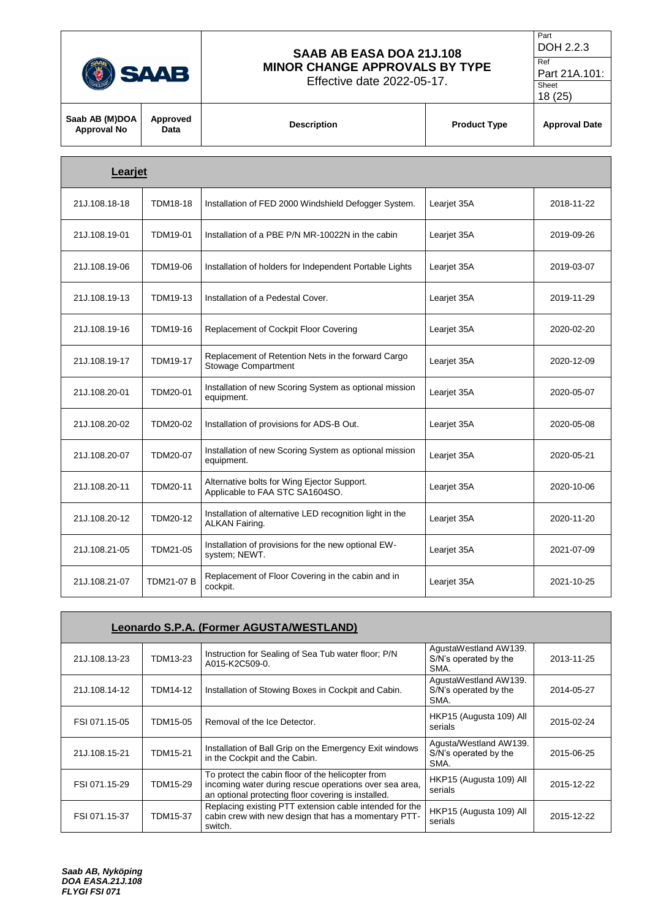| Saab AB (M)DOA Approval No | Approved Data | Description | Product Type | Approval Date |
|---|---|---|---|---|
| **Learjet** | | | | |
| 21J.108.18-18 | TDM18-18 | Installation of FED 2000 Windshield Defogger System. | Learjet 35A | 2018-11-22 |
| 21J.108.19-01 | TDM19-01 | Installation of a PBE P/N MR-10022N in the cabin | Learjet 35A | 2019-09-26 |
| 21J.108.19-06 | TDM19-06 | Installation of holders for Independent Portable Lights | Learjet 35A | 2019-03-07 |
| 21J.108.19-13 | TDM19-13 | Installation of a Pedestal Cover. | Learjet 35A | 2019-11-29 |
| 21J.108.19-16 | TDM19-16 | Replacement of Cockpit Floor Covering | Learjet 35A | 2020-02-20 |
| 21J.108.19-17 | TDM19-17 | Replacement of Retention Nets in the forward Cargo Stowage Compartment | Learjet 35A | 2020-12-09 |
| 21J.108.20-01 | TDM20-01 | Installation of new Scoring System as optional mission equipment. | Learjet 35A | 2020-05-07 |
| 21J.108.20-02 | TDM20-02 | Installation of provisions for ADS-B Out. | Learjet 35A | 2020-05-08 |
| 21J.108.20-07 | TDM20-07 | Installation of new Scoring System as optional mission equipment. | Learjet 35A | 2020-05-21 |
| 21J.108.20-11 | TDM20-11 | Alternative bolts for Wing Ejector Support. Applicable to FAA STC SA1604SO. | Learjet 35A | 2020-10-06 |
| 21J.108.20-12 | TDM20-12 | Installation of alternative LED recognition light in the ALKAN Fairing. | Learjet 35A | 2020-11-20 |
| 21J.108.21-05 | TDM21-05 | Installation of provisions for the new optional EW-system; NEWT. | Learjet 35A | 2021-07-09 |
| 21J.108.21-07 | TDM21-07 B | Replacement of Floor Covering in the cabin and in cockpit. | Learjet 35A | 2021-10-25 |
| **Leonardo S.P.A. (Former AGUSTA/WESTLAND)** | | | | |
| 21J.108.13-23 | TDM13-23 | Instruction for Sealing of Sea Tub water floor; P/N A015-K2C509-0. | AgustaWestland AW139. S/N's operated by the SMA. | 2013-11-25 |
| 21J.108.14-12 | TDM14-12 | Installation of Stowing Boxes in Cockpit and Cabin. | AgustaWestland AW139. S/N's operated by the SMA. | 2014-05-27 |
| FSI 071.15-05 | TDM15-05 | Removal of the Ice Detector. | HKP15 (Augusta 109) All serials | 2015-02-24 |
| 21J.108.15-21 | TDM15-21 | Installation of Ball Grip on the Emergency Exit windows in the Cockpit and the Cabin. | Agusta/Westland AW139. S/N's operated by the SMA. | 2015-06-25 |
| FSI 071.15-29 | TDM15-29 | To protect the cabin floor of the helicopter from incoming water during rescue operations over sea area, an optional protecting floor covering is installed. | HKP15 (Augusta 109) All serials | 2015-12-22 |
| FSI 071.15-37 | TDM15-37 | Replacing existing PTT extension cable intended for the cabin crew with new design that has a momentary PTT-switch. | HKP15 (Augusta 109) All serials | 2015-12-22 |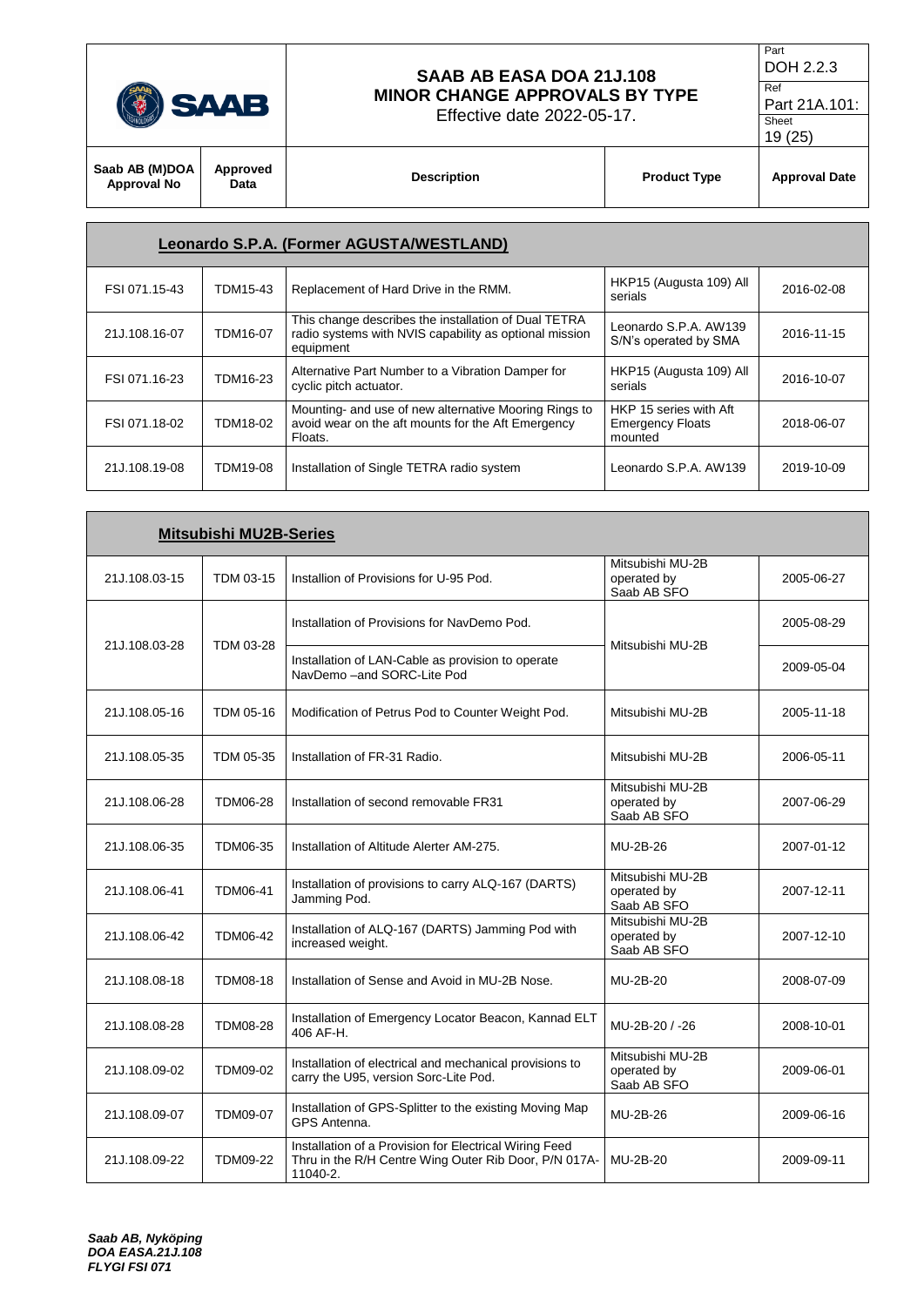| Saab AB (M)DOA Approval No | Approved Data | Description | Product Type | Approval Date |
|---|---|---|---|---|
| **Leonardo S.P.A. (Former AGUSTA/WESTLAND)** | | | | |
| FSI 071.15-43 | TDM15-43 | Replacement of Hard Drive in the RMM. | HKP15 (Augusta 109) All serials | 2016-02-08 |
| 21J.108.16-07 | TDM16-07 | This change describes the installation of Dual TETRA radio systems with NVIS capability as optional mission equipment | Leonardo S.P.A. AW139 S/N's operated by SMA | 2016-11-15 |
| FSI 071.16-23 | TDM16-23 | Alternative Part Number to a Vibration Damper for cyclic pitch actuator. | HKP15 (Augusta 109) All serials | 2016-10-07 |
| FSI 071.18-02 | TDM18-02 | Mounting- and use of new alternative Mooring Rings to avoid wear on the aft mounts for the Aft Emergency Floats. | HKP 15 series with Aft Emergency Floats mounted | 2018-06-07 |
| 21J.108.19-08 | TDM19-08 | Installation of Single TETRA radio system | Leonardo S.P.A. AW139 | 2019-10-09 |
| **Mitsubishi MU2B-Series** | | | | |
| 21J.108.03-15 | TDM 03-15 | Installion of Provisions for U-95 Pod. | Mitsubishi MU-2B operated by Saab AB SFO | 2005-06-27 |
| 21J.108.03-28 | TDM 03-28 | Installation of Provisions for NavDemo Pod. | Mitsubishi MU-2B | 2005-08-29 |
| | | Installation of LAN-Cable as provision to operate NavDemo –and SORC-Lite Pod | | 2009-05-04 |
| 21J.108.05-16 | TDM 05-16 | Modification of Petrus Pod to Counter Weight Pod. | Mitsubishi MU-2B | 2005-11-18 |
| 21J.108.05-35 | TDM 05-35 | Installation of FR-31 Radio. | Mitsubishi MU-2B | 2006-05-11 |
| 21J.108.06-28 | TDM06-28 | Installation of second removable FR31 | Mitsubishi MU-2B operated by Saab AB SFO | 2007-06-29 |
| 21J.108.06-35 | TDM06-35 | Installation of Altitude Alerter AM-275. | MU-2B-26 | 2007-01-12 |
| 21J.108.06-41 | TDM06-41 | Installation of provisions to carry ALQ-167 (DARTS) Jamming Pod. | Mitsubishi MU-2B operated by Saab AB SFO | 2007-12-11 |
| 21J.108.06-42 | TDM06-42 | Installation of ALQ-167 (DARTS) Jamming Pod with increased weight. | Mitsubishi MU-2B operated by Saab AB SFO | 2007-12-10 |
| 21J.108.08-18 | TDM08-18 | Installation of Sense and Avoid in MU-2B Nose. | MU-2B-20 | 2008-07-09 |
| 21J.108.08-28 | TDM08-28 | Installation of Emergency Locator Beacon, Kannad ELT 406 AF-H. | MU-2B-20 / -26 | 2008-10-01 |
| 21J.108.09-02 | TDM09-02 | Installation of electrical and mechanical provisions to carry the U95, version Sorc-Lite Pod. | Mitsubishi MU-2B operated by Saab AB SFO | 2009-06-01 |
| 21J.108.09-07 | TDM09-07 | Installation of GPS-Splitter to the existing Moving Map GPS Antenna. | MU-2B-26 | 2009-06-16 |
| 21J.108.09-22 | TDM09-22 | Installation of a Provision for Electrical Wiring Feed Thru in the R/H Centre Wing Outer Rib Door, P/N 017A-11040-2. | MU-2B-20 | 2009-09-11 |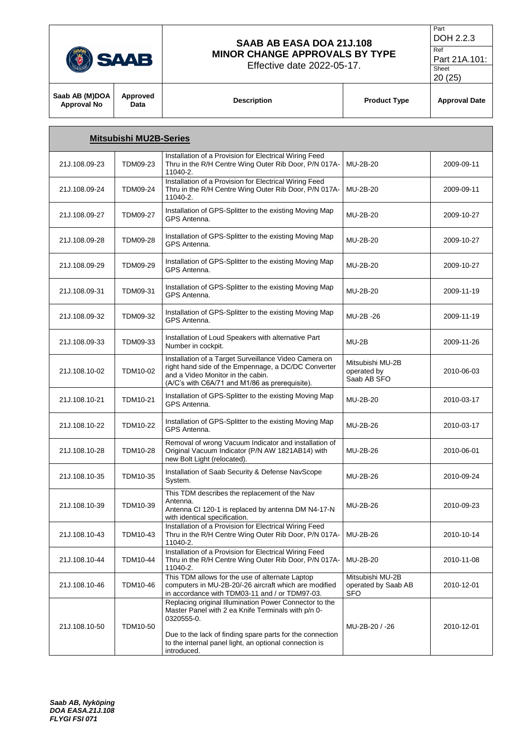| Saab AB (M)DOA Approval No | Approved Data | Description | Product Type | Approval Date |
|---|---|---|---|---|
| **Mitsubishi MU2B-Series** | | | | |
| 21J.108.09-23 | TDM09-23 | Installation of a Provision for Electrical Wiring Feed Thru in the R/H Centre Wing Outer Rib Door, P/N 017A-11040-2. | MU-2B-20 | 2009-09-11 |
| 21J.108.09-24 | TDM09-24 | Installation of a Provision for Electrical Wiring Feed Thru in the R/H Centre Wing Outer Rib Door, P/N 017A-11040-2. | MU-2B-20 | 2009-09-11 |
| 21J.108.09-27 | TDM09-27 | Installation of GPS-Splitter to the existing Moving Map GPS Antenna. | MU-2B-20 | 2009-10-27 |
| 21J.108.09-28 | TDM09-28 | Installation of GPS-Splitter to the existing Moving Map GPS Antenna. | MU-2B-20 | 2009-10-27 |
| 21J.108.09-29 | TDM09-29 | Installation of GPS-Splitter to the existing Moving Map GPS Antenna. | MU-2B-20 | 2009-10-27 |
| 21J.108.09-31 | TDM09-31 | Installation of GPS-Splitter to the existing Moving Map GPS Antenna. | MU-2B-20 | 2009-11-19 |
| 21J.108.09-32 | TDM09-32 | Installation of GPS-Splitter to the existing Moving Map GPS Antenna. | MU-2B -26 | 2009-11-19 |
| 21J.108.09-33 | TDM09-33 | Installation of Loud Speakers with alternative Part Number in cockpit. | MU-2B | 2009-11-26 |
| 21J.108.10-02 | TDM10-02 | Installation of a Target Surveillance Video Camera on right hand side of the Empennage, a DC/DC Converter and a Video Monitor in the cabin. (A/C's with C6A/71 and M1/86 as prerequisite). | Mitsubishi MU-2B operated by Saab AB SFO | 2010-06-03 |
| 21J.108.10-21 | TDM10-21 | Installation of GPS-Splitter to the existing Moving Map GPS Antenna. | MU-2B-20 | 2010-03-17 |
| 21J.108.10-22 | TDM10-22 | Installation of GPS-Splitter to the existing Moving Map GPS Antenna. | MU-2B-26 | 2010-03-17 |
| 21J.108.10-28 | TDM10-28 | Removal of wrong Vacuum Indicator and installation of Original Vacuum Indicator (P/N AW 1821AB14) with new Bolt Light (relocated). | MU-2B-26 | 2010-06-01 |
| 21J.108.10-35 | TDM10-35 | Installation of Saab Security & Defense NavScope System. | MU-2B-26 | 2010-09-24 |
| 21J.108.10-39 | TDM10-39 | This TDM describes the replacement of the Nav Antenna.<br>Antenna CI 120-1 is replaced by antenna DM N4-17-N with identical specification. | MU-2B-26 | 2010-09-23 |
| 21J.108.10-43 | TDM10-43 | Installation of a Provision for Electrical Wiring Feed Thru in the R/H Centre Wing Outer Rib Door, P/N 017A-11040-2. | MU-2B-26 | 2010-10-14 |
| 21J.108.10-44 | TDM10-44 | Installation of a Provision for Electrical Wiring Feed Thru in the R/H Centre Wing Outer Rib Door, P/N 017A-11040-2. | MU-2B-20 | 2010-11-08 |
| 21J.108.10-46 | TDM10-46 | This TDM allows for the use of alternate Laptop computers in MU-2B-20/-26 aircraft which are modified in accordance with TDM03-11 and / or TDM97-03. | Mitsubishi MU-2B operated by Saab AB SFO | 2010-12-01 |
| 21J.108.10-50 | TDM10-50 | Replacing original Illumination Power Connector to the Master Panel with 2 ea Knife Terminals with p/n 0-0320555-0.<br><br>Due to the lack of finding spare parts for the connection to the internal panel light, an optional connection is introduced. | MU-2B-20 / -26 | 2010-12-01 |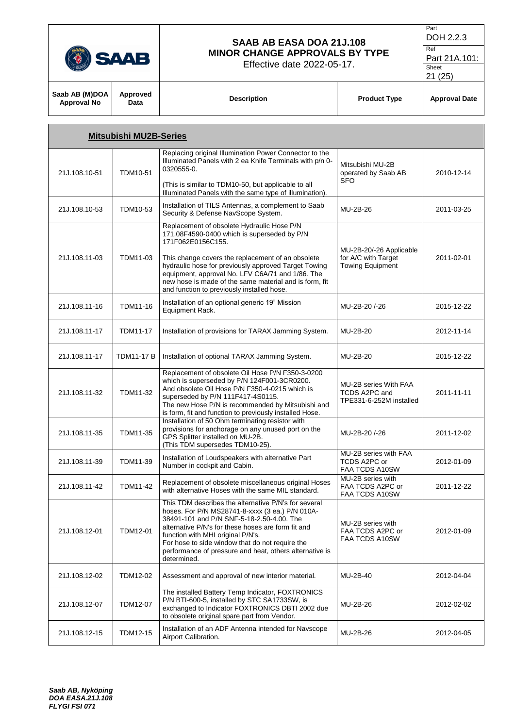| Saab AB (M)DOA Approval No | Approved Data | Description | Product Type | Approval Date |
|---|---|---|---|---|
| **Mitsubishi MU2B-Series** | | | | |
| 21J.108.10-51 | TDM10-51 | Replacing original Illumination Power Connector to the Illuminated Panels with 2 ea Knife Terminals with p/n 0-0320555-0.<br><br>(This is similar to TDM10-50, but applicable to all Illuminated Panels with the same type of illumination). | Mitsubishi MU-2B operated by Saab AB SFO | 2010-12-14 |
| 21J.108.10-53 | TDM10-53 | Installation of TILS Antennas, a complement to Saab Security & Defense NavScope System. | MU-2B-26 | 2011-03-25 |
| 21J.108.11-03 | TDM11-03 | Replacement of obsolete Hydraulic Hose P/N 171.08F4590-0400 which is superseded by P/N 171F062E0156C155.<br><br>This change covers the replacement of an obsolete hydraulic hose for previously approved Target Towing equipment, approval No. LFV C6A/71 and 1/86. The new hose is made of the same material and is form, fit and function to previously installed hose. | MU-2B-20/-26 Applicable for A/C with Target Towing Equipment | 2011-02-01 |
| 21J.108.11-16 | TDM11-16 | Installation of an optional generic 19" Mission Equipment Rack. | MU-2B-20 /-26 | 2015-12-22 |
| 21J.108.11-17 | TDM11-17 | Installation of provisions for TARAX Jamming System. | MU-2B-20 | 2012-11-14 |
| 21J.108.11-17 | TDM11-17 B | Installation of optional TARAX Jamming System. | MU-2B-20 | 2015-12-22 |
| 21J.108.11-32 | TDM11-32 | Replacement of obsolete Oil Hose P/N F350-3-0200 which is superseded by P/N 124F001-3CR0200. And obsolete Oil Hose P/N F350-4-0215 which is superseded by P/N 111F417-4S0115.<br>The new Hose P/N is recommended by Mitsubishi and is form, fit and function to previously installed Hose. | MU-2B series With FAA TCDS A2PC and TPE331-6-252M installed | 2011-11-11 |
| 21J.108.11-35 | TDM11-35 | Installation of 50 Ohm terminating resistor with provisions for anchorage on any unused port on the GPS Splitter installed on MU-2B.<br>(This TDM supersedes TDM10-25). | MU-2B-20 /-26 | 2011-12-02 |
| 21J.108.11-39 | TDM11-39 | Installation of Loudspeakers with alternative Part Number in cockpit and Cabin. | MU-2B series with FAA TCDS A2PC or FAA TCDS A10SW | 2012-01-09 |
| 21J.108.11-42 | TDM11-42 | Replacement of obsolete miscellaneous original Hoses with alternative Hoses with the same MIL standard. | MU-2B series with FAA TCDS A2PC or FAA TCDS A10SW | 2011-12-22 |
| 21J.108.12-01 | TDM12-01 | This TDM describes the alternative P/N's for several hoses. For P/N MS28741-8-xxxx (3 ea.) P/N 010A-38491-101 and P/N SNF-5-18-2.50-4.00. The alternative P/N's for these hoses are form fit and function with MHI original P/N's.<br>For hose to side window that do not require the performance of pressure and heat, others alternative is determined. | MU-2B series with FAA TCDS A2PC or FAA TCDS A10SW | 2012-01-09 |
| 21J.108.12-02 | TDM12-02 | Assessment and approval of new interior material. | MU-2B-40 | 2012-04-04 |
| 21J.108.12-07 | TDM12-07 | The installed Battery Temp Indicator, FOXTRONICS P/N BTI-600-5, installed by STC SA1733SW, is exchanged to Indicator FOXTRONICS DBTI 2002 due to obsolete original spare part from Vendor. | MU-2B-26 | 2012-02-02 |
| 21J.108.12-15 | TDM12-15 | Installation of an ADF Antenna intended for Navscope Airport Calibration. | MU-2B-26 | 2012-04-05 |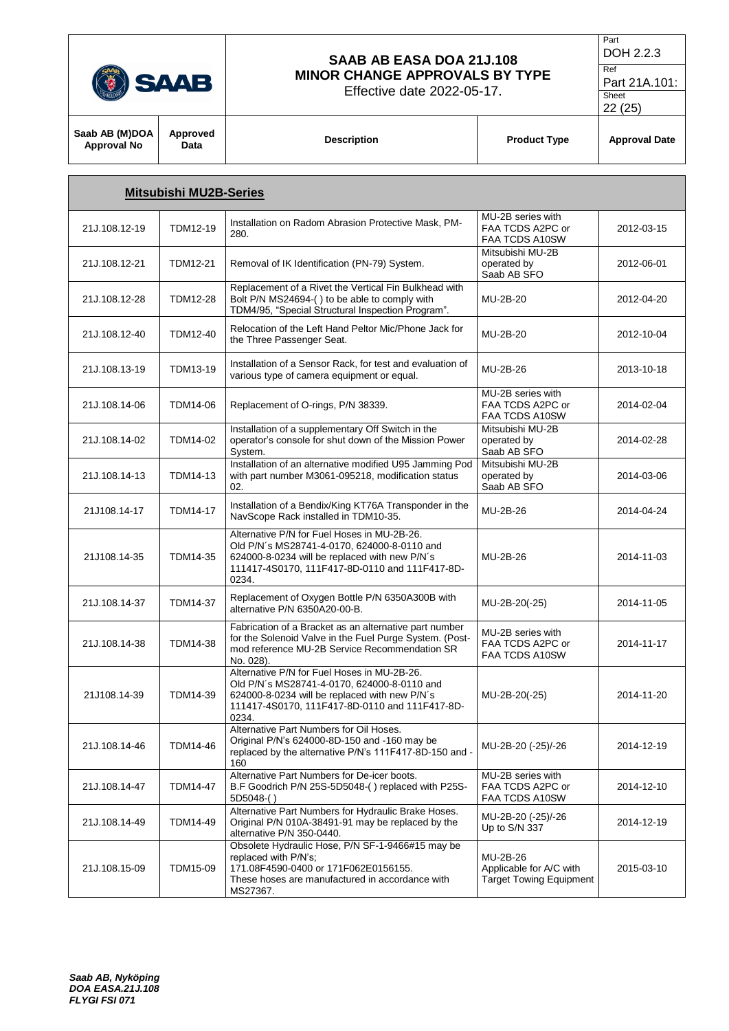| Saab AB (M)DOA Approval No | Approved Data | Description | Product Type | Approval Date |
|---|---|---|---|---|
| **Mitsubishi MU2B-Series** | | | | |
| 21J.108.12-19 | TDM12-19 | Installation on Radom Abrasion Protective Mask, PM-280. | MU-2B series with FAA TCDS A2PC or FAA TCDS A10SW | 2012-03-15 |
| 21J.108.12-21 | TDM12-21 | Removal of IK Identification (PN-79) System. | Mitsubishi MU-2B operated by Saab AB SFO | 2012-06-01 |
| 21J.108.12-28 | TDM12-28 | Replacement of a Rivet the Vertical Fin Bulkhead with Bolt P/N MS24694-( ) to be able to comply with TDM4/95, "Special Structural Inspection Program". | MU-2B-20 | 2012-04-20 |
| 21J.108.12-40 | TDM12-40 | Relocation of the Left Hand Peltor Mic/Phone Jack for the Three Passenger Seat. | MU-2B-20 | 2012-10-04 |
| 21J.108.13-19 | TDM13-19 | Installation of a Sensor Rack, for test and evaluation of various type of camera equipment or equal. | MU-2B-26 | 2013-10-18 |
| 21J.108.14-06 | TDM14-06 | Replacement of O-rings, P/N 38339. | MU-2B series with FAA TCDS A2PC or FAA TCDS A10SW | 2014-02-04 |
| 21J.108.14-02 | TDM14-02 | Installation of a supplementary Off Switch in the operator's console for shut down of the Mission Power System. | Mitsubishi MU-2B operated by Saab AB SFO | 2014-02-28 |
| 21J.108.14-13 | TDM14-13 | Installation of an alternative modified U95 Jamming Pod with part number M3061-095218, modification status 02. | Mitsubishi MU-2B operated by Saab AB SFO | 2014-03-06 |
| 21J108.14-17 | TDM14-17 | Installation of a Bendix/King KT76A Transponder in the NavScope Rack installed in TDM10-35. | MU-2B-26 | 2014-04-24 |
| 21J108.14-35 | TDM14-35 | Alternative P/N for Fuel Hoses in MU-2B-26. Old P/N´s MS28741-4-0170, 624000-8-0110 and 624000-8-0234 will be replaced with new P/N´s 111417-4S0170, 111F417-8D-0110 and 111F417-8D-0234. | MU-2B-26 | 2014-11-03 |
| 21J.108.14-37 | TDM14-37 | Replacement of Oxygen Bottle P/N 6350A300B with alternative P/N 6350A20-00-B. | MU-2B-20(-25) | 2014-11-05 |
| 21J.108.14-38 | TDM14-38 | Fabrication of a Bracket as an alternative part number for the Solenoid Valve in the Fuel Purge System. (Post-mod reference MU-2B Service Recommendation SR No. 028). | MU-2B series with FAA TCDS A2PC or FAA TCDS A10SW | 2014-11-17 |
| 21J108.14-39 | TDM14-39 | Alternative P/N for Fuel Hoses in MU-2B-26. Old P/N´s MS28741-4-0170, 624000-8-0110 and 624000-8-0234 will be replaced with new P/N´s 111417-4S0170, 111F417-8D-0110 and 111F417-8D-0234. | MU-2B-20(-25) | 2014-11-20 |
| 21J.108.14-46 | TDM14-46 | Alternative Part Numbers for Oil Hoses. Original P/N's 624000-8D-150 and -160 may be replaced by the alternative P/N's 111F417-8D-150 and -160 | MU-2B-20 (-25)/-26 | 2014-12-19 |
| 21J.108.14-47 | TDM14-47 | Alternative Part Numbers for De-icer boots. B.F Goodrich P/N 25S-5D5048-( ) replaced with P25S-5D5048-( ) | MU-2B series with FAA TCDS A2PC or FAA TCDS A10SW | 2014-12-10 |
| 21J.108.14-49 | TDM14-49 | Alternative Part Numbers for Hydraulic Brake Hoses. Original P/N 010A-38491-91 may be replaced by the alternative P/N 350-0440. | MU-2B-20 (-25)/-26 Up to S/N 337 | 2014-12-19 |
| 21J.108.15-09 | TDM15-09 | Obsolete Hydraulic Hose, P/N SF-1-9466#15 may be replaced with P/N's; 171.08F4590-0400 or 171F062E0156155. These hoses are manufactured in accordance with MS27367. | MU-2B-26 Applicable for A/C with Target Towing Equipment | 2015-03-10 |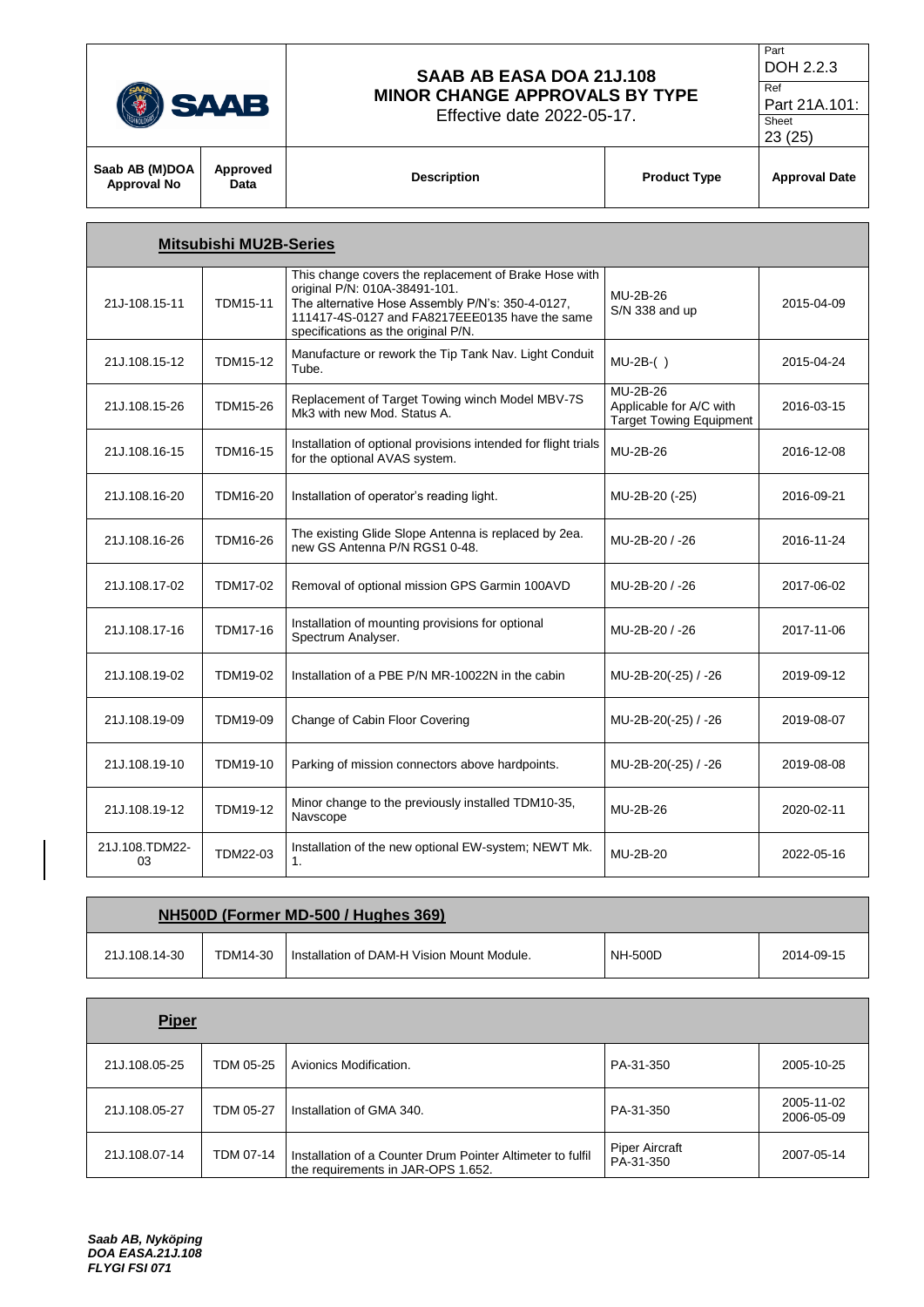| Saab AB (M)DOA Approval No | Approved Data | Description | Product Type | Approval Date |
|---|---|---|---|---|
| **Mitsubishi MU2B-Series** | | | | |
| 21J-108.15-11 | TDM15-11 | This change covers the replacement of Brake Hose with original P/N: 010A-38491-101. The alternative Hose Assembly P/N's: 350-4-0127, 111417-4S-0127 and FA8217EEE0135 have the same specifications as the original P/N. | MU-2B-26 S/N 338 and up | 2015-04-09 |
| 21J.108.15-12 | TDM15-12 | Manufacture or rework the Tip Tank Nav. Light Conduit Tube. | MU-2B-( ) | 2015-04-24 |
| 21J.108.15-26 | TDM15-26 | Replacement of Target Towing winch Model MBV-7S Mk3 with new Mod. Status A. | MU-2B-26 Applicable for A/C with Target Towing Equipment | 2016-03-15 |
| 21J.108.16-15 | TDM16-15 | Installation of optional provisions intended for flight trials for the optional AVAS system. | MU-2B-26 | 2016-12-08 |
| 21J.108.16-20 | TDM16-20 | Installation of operator's reading light. | MU-2B-20 (-25) | 2016-09-21 |
| 21J.108.16-26 | TDM16-26 | The existing Glide Slope Antenna is replaced by 2ea. new GS Antenna P/N RGS1 0-48. | MU-2B-20 / -26 | 2016-11-24 |
| 21J.108.17-02 | TDM17-02 | Removal of optional mission GPS Garmin 100AVD | MU-2B-20 / -26 | 2017-06-02 |
| 21J.108.17-16 | TDM17-16 | Installation of mounting provisions for optional Spectrum Analyser. | MU-2B-20 / -26 | 2017-11-06 |
| 21J.108.19-02 | TDM19-02 | Installation of a PBE P/N MR-10022N in the cabin | MU-2B-20(-25) / -26 | 2019-09-12 |
| 21J.108.19-09 | TDM19-09 | Change of Cabin Floor Covering | MU-2B-20(-25) / -26 | 2019-08-07 |
| 21J.108.19-10 | TDM19-10 | Parking of mission connectors above hardpoints. | MU-2B-20(-25) / -26 | 2019-08-08 |
| 21J.108.19-12 | TDM19-12 | Minor change to the previously installed TDM10-35, Navscope | MU-2B-26 | 2020-02-11 |
| 21J.108.TDM22-03 | TDM22-03 | Installation of the new optional EW-system; NEWT Mk. 1. | MU-2B-20 | 2022-05-16 |
| **NH500D (Former MD-500 / Hughes 369)** | | | | |
| 21J.108.14-30 | TDM14-30 | Installation of DAM-H Vision Mount Module. | NH-500D | 2014-09-15 |
| **Piper** | | | | |
| 21J.108.05-25 | TDM 05-25 | Avionics Modification. | PA-31-350 | 2005-10-25 |
| 21J.108.05-27 | TDM 05-27 | Installation of GMA 340. | PA-31-350 | 2005-11-02 2006-05-09 |
| 21J.108.07-14 | TDM 07-14 | Installation of a Counter Drum Pointer Altimeter to fulfil the requirements in JAR-OPS 1.652. | Piper Aircraft PA-31-350 | 2007-05-14 |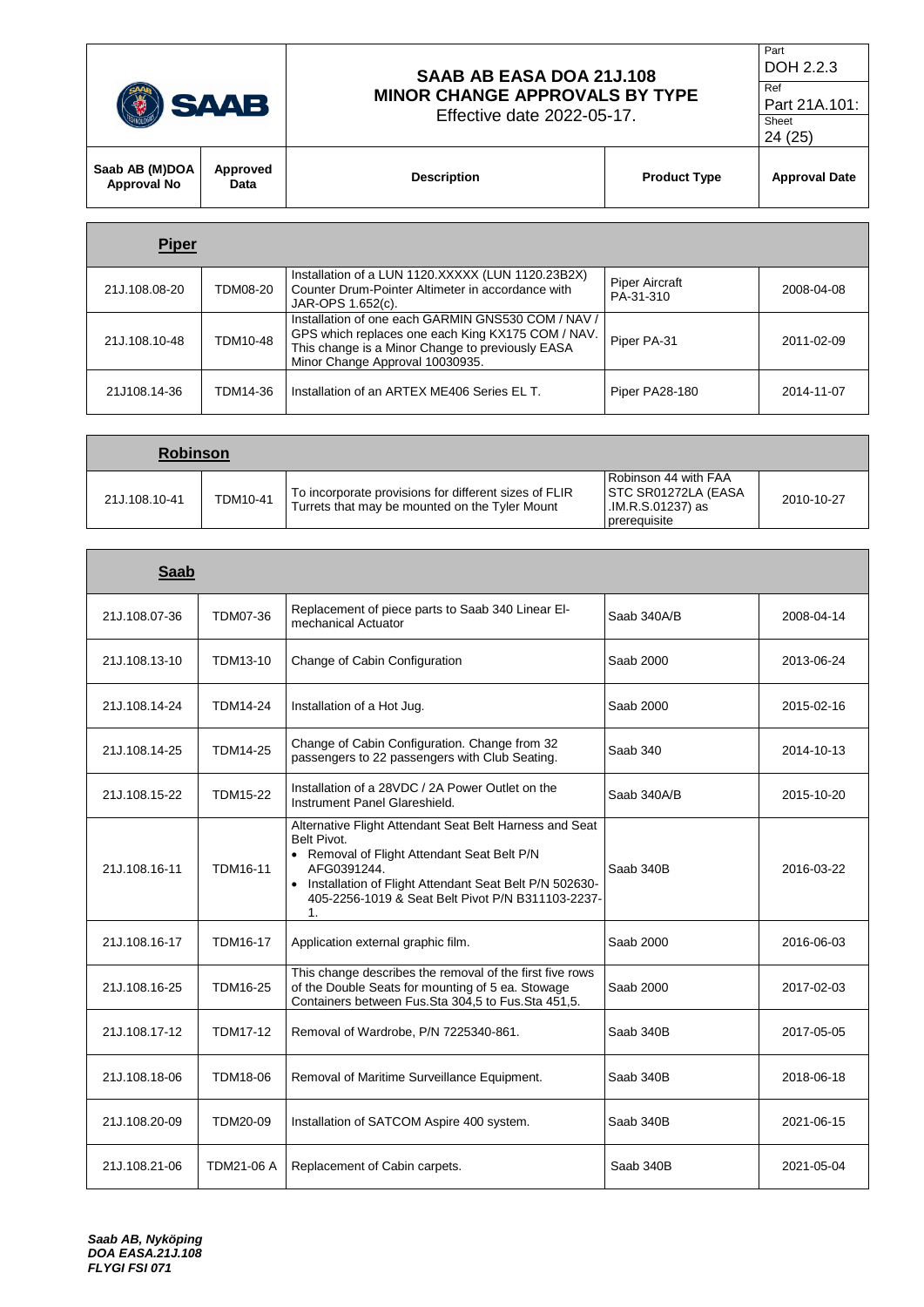| Saab AB (M)DOA Approval No | Approved Data | Description | Product Type | Approval Date |
|---|---|---|---|---|
| **Piper** | | | | |
| 21J.108.08-20 | TDM08-20 | Installation of a LUN 1120.XXXXX (LUN 1120.23B2X) Counter Drum-Pointer Altimeter in accordance with JAR-OPS 1.652(c). | Piper Aircraft PA-31-310 | 2008-04-08 |
| 21J.108.10-48 | TDM10-48 | Installation of one each GARMIN GNS530 COM / NAV / GPS which replaces one each King KX175 COM / NAV. This change is a Minor Change to previously EASA Minor Change Approval 10030935. | Piper PA-31 | 2011-02-09 |
| 21J108.14-36 | TDM14-36 | Installation of an ARTEX ME406 Series EL T. | Piper PA28-180 | 2014-11-07 |
| **Robinson** | | | | |
| 21J.108.10-41 | TDM10-41 | To incorporate provisions for different sizes of FLIR Turrets that may be mounted on the Tyler Mount | Robinson 44 with FAA STC SR01272LA (EASA .IM.R.S.01237) as prerequisite | 2010-10-27 |
| **Saab** | | | | |
| 21J.108.07-36 | TDM07-36 | Replacement of piece parts to Saab 340 Linear El-mechanical Actuator | Saab 340A/B | 2008-04-14 |
| 21J.108.13-10 | TDM13-10 | Change of Cabin Configuration | Saab 2000 | 2013-06-24 |
| 21J.108.14-24 | TDM14-24 | Installation of a Hot Jug. | Saab 2000 | 2015-02-16 |
| 21J.108.14-25 | TDM14-25 | Change of Cabin Configuration. Change from 32 passengers to 22 passengers with Club Seating. | Saab 340 | 2014-10-13 |
| 21J.108.15-22 | TDM15-22 | Installation of a 28VDC / 2A Power Outlet on the Instrument Panel Glareshield. | Saab 340A/B | 2015-10-20 |
| 21J.108.16-11 | TDM16-11 | Alternative Flight Attendant Seat Belt Harness and Seat Belt Pivot. • Removal of Flight Attendant Seat Belt P/N AFG0391244. • Installation of Flight Attendant Seat Belt P/N 502630-405-2256-1019 & Seat Belt Pivot P/N B311103-2237-1. | Saab 340B | 2016-03-22 |
| 21J.108.16-17 | TDM16-17 | Application external graphic film. | Saab 2000 | 2016-06-03 |
| 21J.108.16-25 | TDM16-25 | This change describes the removal of the first five rows of the Double Seats for mounting of 5 ea. Stowage Containers between Fus.Sta 304,5 to Fus.Sta 451,5. | Saab 2000 | 2017-02-03 |
| 21J.108.17-12 | TDM17-12 | Removal of Wardrobe, P/N 7225340-861. | Saab 340B | 2017-05-05 |
| 21J.108.18-06 | TDM18-06 | Removal of Maritime Surveillance Equipment. | Saab 340B | 2018-06-18 |
| 21J.108.20-09 | TDM20-09 | Installation of SATCOM Aspire 400 system. | Saab 340B | 2021-06-15 |
| 21J.108.21-06 | TDM21-06 A | Replacement of Cabin carpets. | Saab 340B | 2021-05-04 |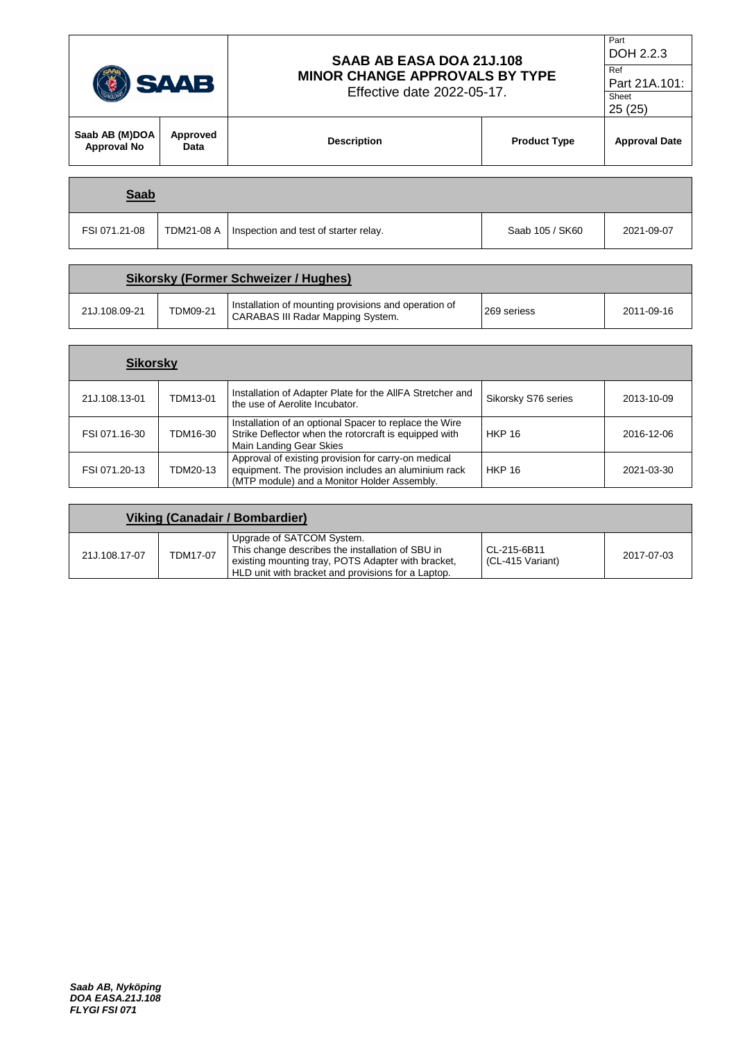| Saab AB (M)DOA Approval No | Approved Data | Description | Product Type | Approval Date |
|---|---|---|---|---|
| **Saab** | | | | |
| FSI 071.21-08 | TDM21-08 A | Inspection and test of starter relay. | Saab 105 / SK60 | 2021-09-07 |
| **Sikorsky (Former Schweizer / Hughes)** | | | | |
| 21J.108.09-21 | TDM09-21 | Installation of mounting provisions and operation of CARABAS III Radar Mapping System. | 269 seriess | 2011-09-16 |
| **Sikorsky** | | | | |
| 21J.108.13-01 | TDM13-01 | Installation of Adapter Plate for the AllFA Stretcher and the use of Aerolite Incubator. | Sikorsky S76 series | 2013-10-09 |
| FSI 071.16-30 | TDM16-30 | Installation of an optional Spacer to replace the Wire Strike Deflector when the rotorcraft is equipped with Main Landing Gear Skies | HKP 16 | 2016-12-06 |
| FSI 071.20-13 | TDM20-13 | Approval of existing provision for carry-on medical equipment. The provision includes an aluminium rack (MTP module) and a Monitor Holder Assembly. | HKP 16 | 2021-03-30 |
| **Viking (Canadair / Bombardier)** | | | | |
| 21J.108.17-07 | TDM17-07 | Upgrade of SATCOM System. This change describes the installation of SBU in existing mounting tray, POTS Adapter with bracket, HLD unit with bracket and provisions for a Laptop. | CL-215-6B11 (CL-415 Variant) | 2017-07-03 |